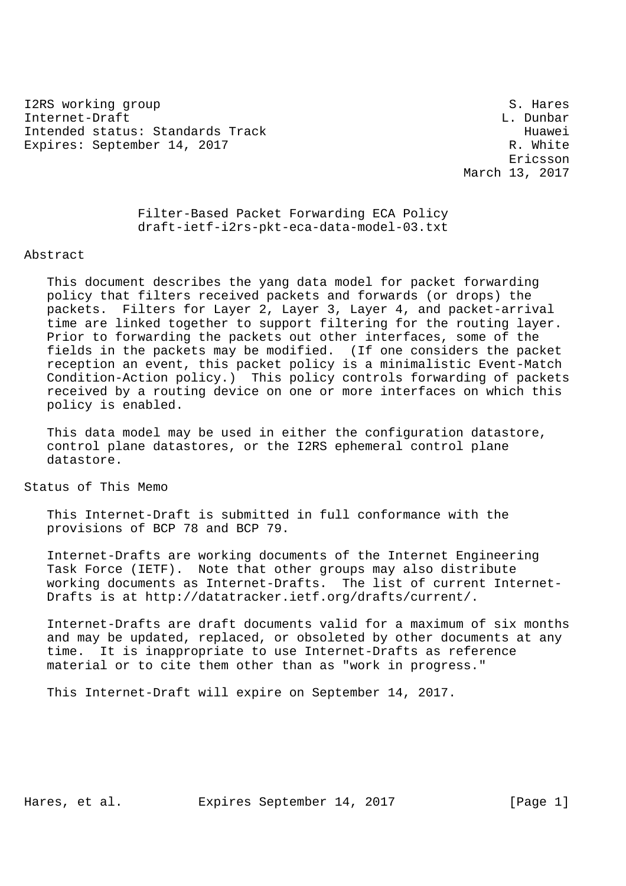I2RS working group S. Hares
Internet-Draft L. Dunbar
Intended status: Standards Track Huawei
Expires: September 14, 2017 R. White
Ericsson
March 13, 2017

# Filter-Based Packet Forwarding ECA Policy
## draft-ietf-i2rs-pkt-eca-data-model-03.txt

## Abstract

This document describes the yang data model for packet forwarding policy that filters received packets and forwards (or drops) the packets. Filters for Layer 2, Layer 3, Layer 4, and packet-arrival time are linked together to support filtering for the routing layer. Prior to forwarding the packets out other interfaces, some of the fields in the packets may be modified. (If one considers the packet reception an event, this packet policy is a minimalistic Event-Match Condition-Action policy.) This policy controls forwarding of packets received by a routing device on one or more interfaces on which this policy is enabled.

This data model may be used in either the configuration datastore, control plane datastores, or the I2RS ephemeral control plane datastore.

## Status of This Memo

This Internet-Draft is submitted in full conformance with the provisions of BCP 78 and BCP 79.

Internet-Drafts are working documents of the Internet Engineering Task Force (IETF). Note that other groups may also distribute working documents as Internet-Drafts. The list of current Internet-Drafts is at http://datatracker.ietf.org/drafts/current/.

Internet-Drafts are draft documents valid for a maximum of six months and may be updated, replaced, or obsoleted by other documents at any time. It is inappropriate to use Internet-Drafts as reference material or to cite them other than as "work in progress."

This Internet-Draft will expire on September 14, 2017.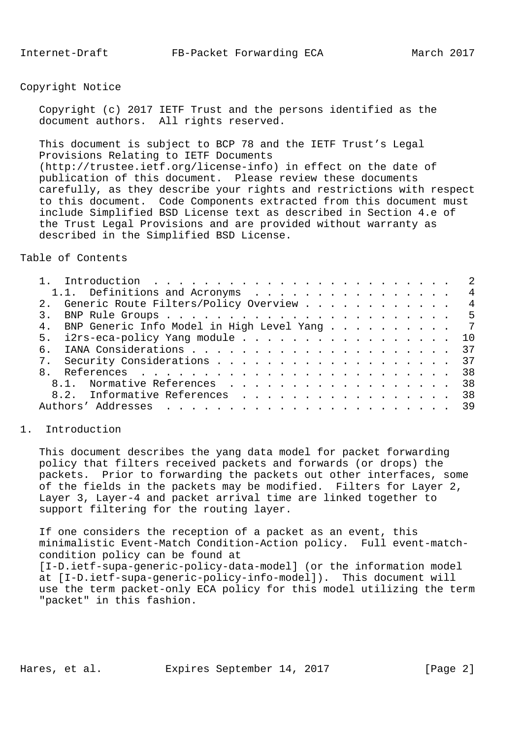## Copyright Notice

Copyright (c) 2017 IETF Trust and the persons identified as the document authors. All rights reserved.

This document is subject to BCP 78 and the IETF Trust's Legal Provisions Relating to IETF Documents (http://trustee.ietf.org/license-info) in effect on the date of publication of this document. Please review these documents carefully, as they describe your rights and restrictions with respect to this document. Code Components extracted from this document must include Simplified BSD License text as described in Section 4.e of the Trust Legal Provisions and are provided without warranty as described in the Simplified BSD License.

## Table of Contents

```
   1.  Introduction . . . . . . . . . . . . . . . . . . . . . . . .   2
     1.1.  Definitions and Acronyms . . . . . . . . . . . . . . . .   4
   2.  Generic Route Filters/Policy Overview . . . . . . . . . . . .   4
   3.  BNP Rule Groups . . . . . . . . . . . . . . . . . . . . . . .   5
   4.  BNP Generic Info Model in High Level Yang . . . . . . . . . .   7
   5.  i2rs-eca-policy Yang module . . . . . . . . . . . . . . . . .  10
   6.  IANA Considerations . . . . . . . . . . . . . . . . . . . . .  37
   7.  Security Considerations . . . . . . . . . . . . . . . . . . .  37
   8.  References  . . . . . . . . . . . . . . . . . . . . . . . . .  38
     8.1.  Normative References  . . . . . . . . . . . . . . . . . .  38
     8.2.  Informative References  . . . . . . . . . . . . . . . . .  38
   Authors' Addresses  . . . . . . . . . . . . . . . . . . . . . . .  39
```

## 1. Introduction

This document describes the yang data model for packet forwarding policy that filters received packets and forwards (or drops) the packets. Prior to forwarding the packets out other interfaces, some of the fields in the packets may be modified. Filters for Layer 2, Layer 3, Layer-4 and packet arrival time are linked together to support filtering for the routing layer.

If one considers the reception of a packet as an event, this minimalistic Event-Match Condition-Action policy. Full event-match-condition policy can be found at [I-D.ietf-supa-generic-policy-data-model] (or the information model at [I-D.ietf-supa-generic-policy-info-model]). This document will use the term packet-only ECA policy for this model utilizing the term "packet" in this fashion.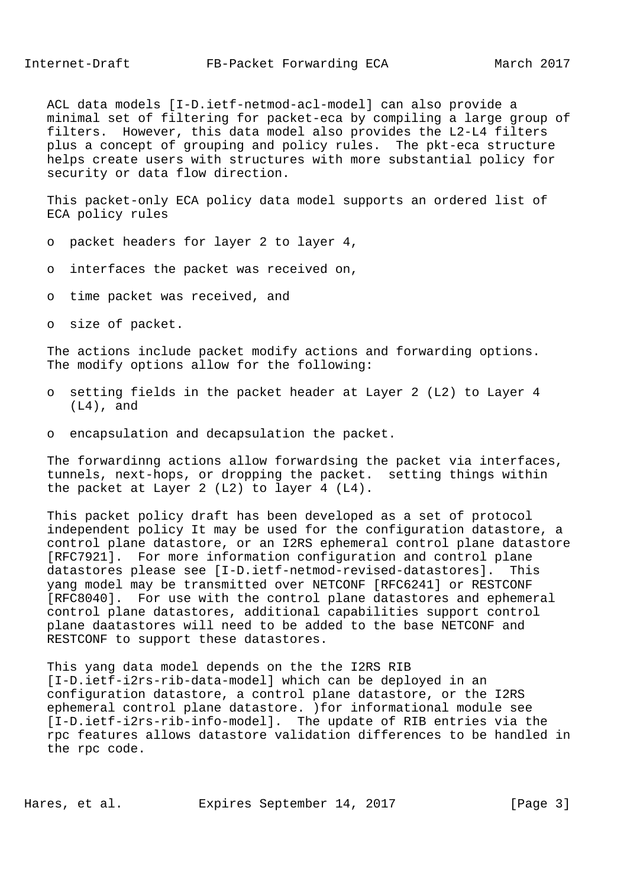ACL data models [I-D.ietf-netmod-acl-model] can also provide a minimal set of filtering for packet-eca by compiling a large group of filters. However, this data model also provides the L2-L4 filters plus a concept of grouping and policy rules. The pkt-eca structure helps create users with structures with more substantial policy for security or data flow direction.

This packet-only ECA policy data model supports an ordered list of ECA policy rules

- o packet headers for layer 2 to layer 4,
- o interfaces the packet was received on,
- o time packet was received, and
- o size of packet.

The actions include packet modify actions and forwarding options. The modify options allow for the following:

- o setting fields in the packet header at Layer 2 (L2) to Layer 4 (L4), and
- o encapsulation and decapsulation the packet.

The forwardinng actions allow forwardsing the packet via interfaces, tunnels, next-hops, or dropping the packet. setting things within the packet at Layer 2 (L2) to layer 4 (L4).

This packet policy draft has been developed as a set of protocol independent policy It may be used for the configuration datastore, a control plane datastore, or an I2RS ephemeral control plane datastore [RFC7921]. For more information configuration and control plane datastores please see [I-D.ietf-netmod-revised-datastores]. This yang model may be transmitted over NETCONF [RFC6241] or RESTCONF [RFC8040]. For use with the control plane datastores and ephemeral control plane datastores, additional capabilities support control plane daatastores will need to be added to the base NETCONF and RESTCONF to support these datastores.

This yang data model depends on the the I2RS RIB [I-D.ietf-i2rs-rib-data-model] which can be deployed in an configuration datastore, a control plane datastore, or the I2RS ephemeral control plane datastore. )for informational module see [I-D.ietf-i2rs-rib-info-model]. The update of RIB entries via the rpc features allows datastore validation differences to be handled in the rpc code.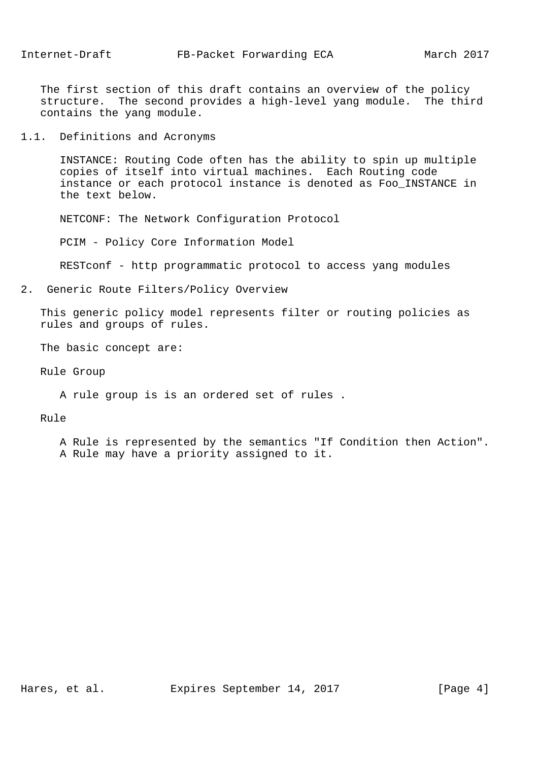The first section of this draft contains an overview of the policy structure. The second provides a high-level yang module. The third contains the yang module.

### 1.1. Definitions and Acronyms

INSTANCE: Routing Code often has the ability to spin up multiple copies of itself into virtual machines. Each Routing code instance or each protocol instance is denoted as Foo_INSTANCE in the text below.

NETCONF: The Network Configuration Protocol

PCIM - Policy Core Information Model

RESTconf - http programmatic protocol to access yang modules

## 2. Generic Route Filters/Policy Overview

This generic policy model represents filter or routing policies as rules and groups of rules.

The basic concept are:

Rule Group

A rule group is is an ordered set of rules .

Rule

A Rule is represented by the semantics "If Condition then Action". A Rule may have a priority assigned to it.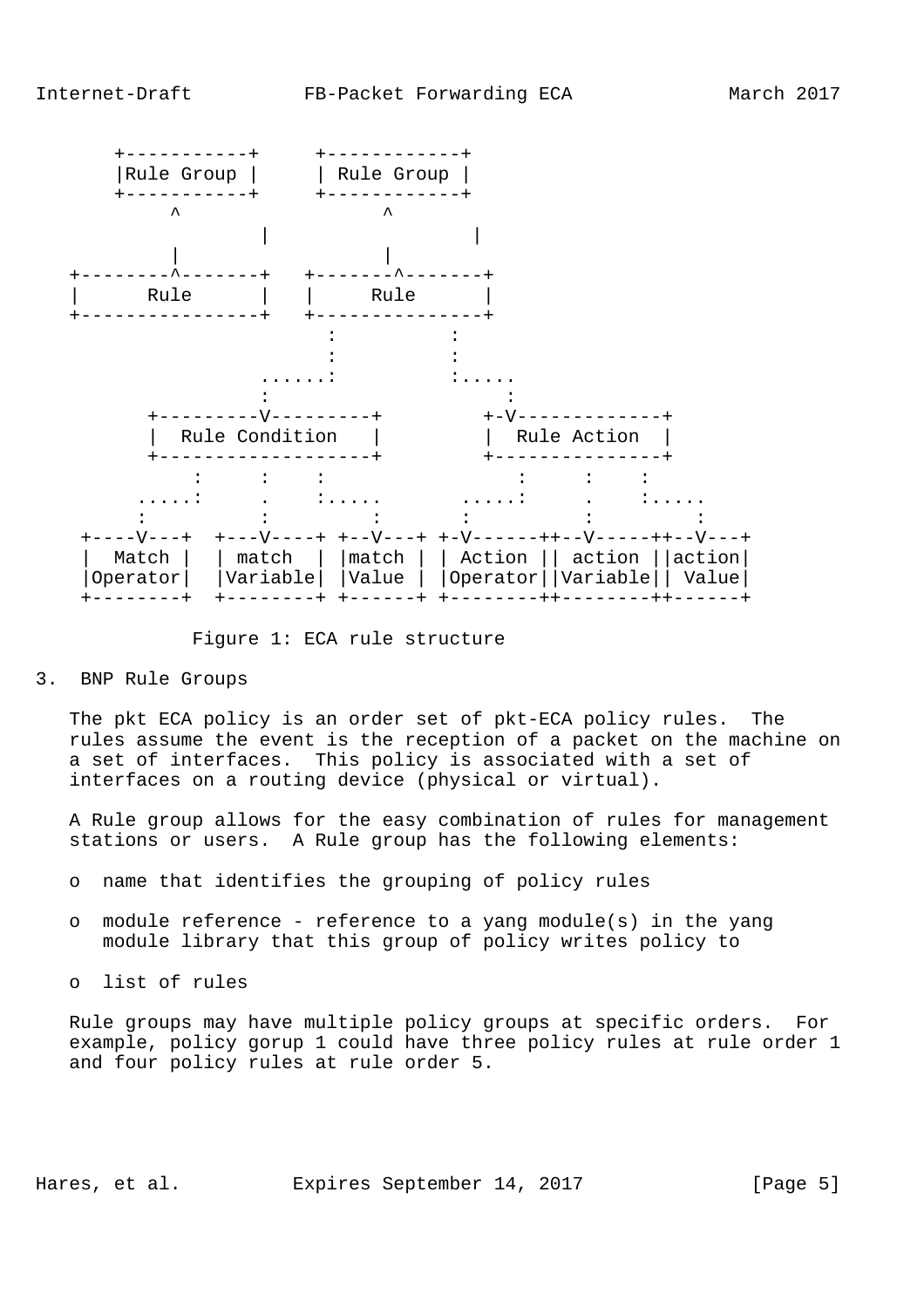```
       +-----------+     +------------+
       |Rule Group |     | Rule Group |
       +-----------+     +------------+
            ^                  ^
                   |                  |
            |                  |
   +--------^-------+   +-------^-------+
   |      Rule      |   |     Rule      |
   +----------------+   +---------------+
                      :          :
                      :          :
                ......:          :.....
                :                     :
         +---------V---------+         +-V-------------+
         |  Rule Condition   |         |  Rule Action  |
         +-------------------+         +---------------+
            :     :    :                  :     :    :
        .....:     .    :.....       .....:     .    :.....
        :          :         :       :          :         :
    +----V---+  +---V----+ +--V---+ +-V------++--V-----++--V---+
    |  Match |  | match  | |match | | Action || action ||action|
    |Operator|  |Variable| |Value | |Operator||Variable|| Value|
    +--------+  +--------+ +------+ +--------++--------++------+
```

Figure 1: ECA rule structure

## 3. BNP Rule Groups

The pkt ECA policy is an order set of pkt-ECA policy rules. The rules assume the event is the reception of a packet on the machine on a set of interfaces. This policy is associated with a set of interfaces on a routing device (physical or virtual).

A Rule group allows for the easy combination of rules for management stations or users. A Rule group has the following elements:

- name that identifies the grouping of policy rules
- module reference - reference to a yang module(s) in the yang module library that this group of policy writes policy to
- list of rules

Rule groups may have multiple policy groups at specific orders. For example, policy gorup 1 could have three policy rules at rule order 1 and four policy rules at rule order 5.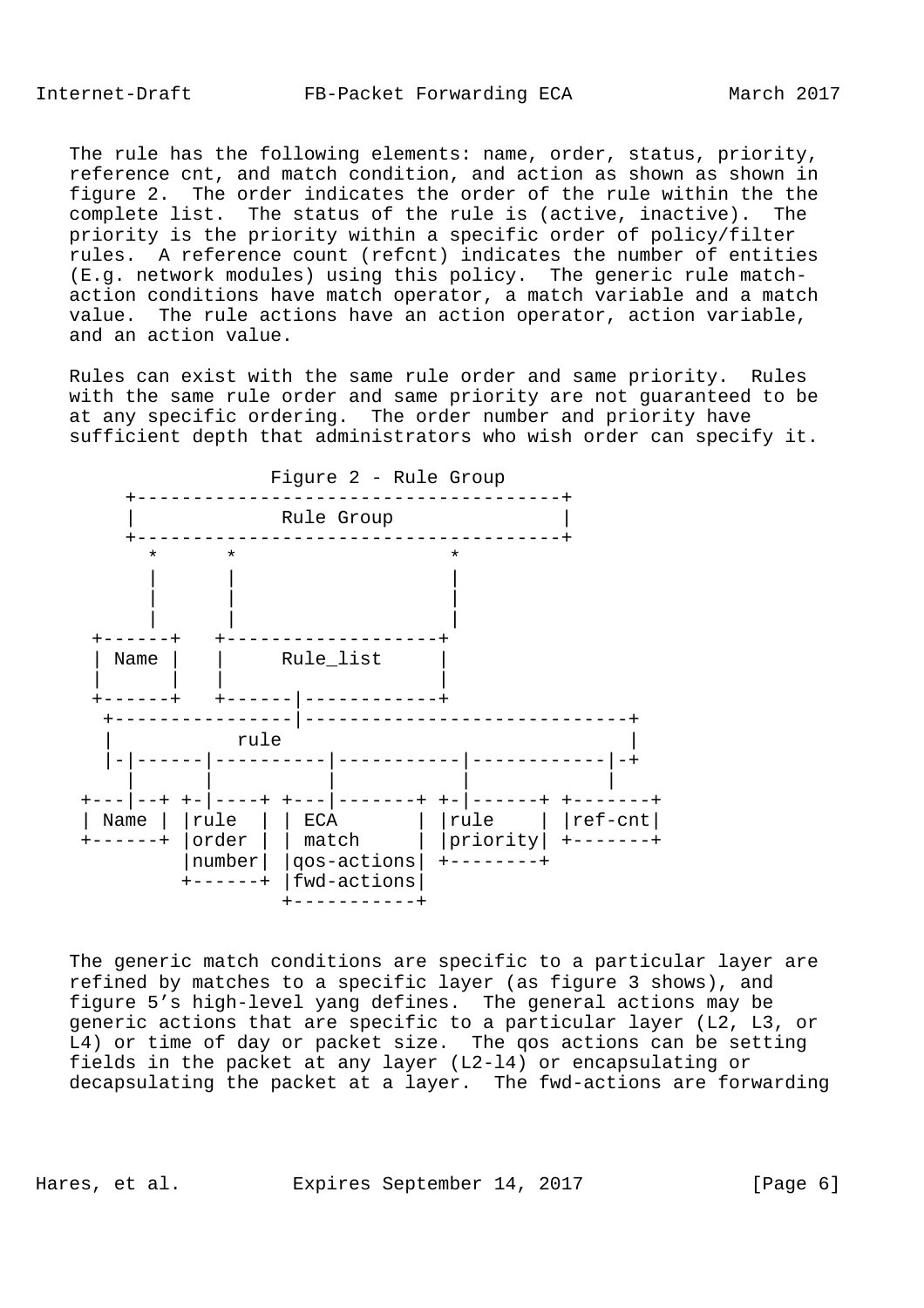The rule has the following elements: name, order, status, priority, reference cnt, and match condition, and action as shown as shown in figure 2. The order indicates the order of the rule within the the complete list. The status of the rule is (active, inactive). The priority is the priority within a specific order of policy/filter rules. A reference count (refcnt) indicates the number of entities (E.g. network modules) using this policy. The generic rule match-action conditions have match operator, a match variable and a match value. The rule actions have an action operator, action variable, and an action value.

Rules can exist with the same rule order and same priority. Rules with the same rule order and same priority are not guaranteed to be at any specific ordering. The order number and priority have sufficient depth that administrators who wish order can specify it.

```
                 Figure 2 - Rule Group
     +--------------------------------------+
     |             Rule Group               |
     +--------------------------------------+
       *      *                   *
       |      |                   |
       |      |                   |
       |      |                   |
  +------+   +-------------------+
  | Name |   |     Rule_list     |
  |      |   |                   |
  +------+   +------|------------+
   +----------------|-----------------------------+
   |          rule                                |
   |-|------|----------|-----------|------------|-+
     |      |          |           |            |
 +---|--+ +-|----+ +---|-------+ +-|------+ +-------+
 | Name | |rule  | | ECA       | |rule    | |ref-cnt|
 +------+ |order | | match     | |priority| +-------+
          |number| |qos-actions| +--------+
          +------+ |fwd-actions|
                   +-----------+
```

The generic match conditions are specific to a particular layer are refined by matches to a specific layer (as figure 3 shows), and figure 5's high-level yang defines. The general actions may be generic actions that are specific to a particular layer (L2, L3, or L4) or time of day or packet size. The qos actions can be setting fields in the packet at any layer (L2-l4) or encapsulating or decapsulating the packet at a layer. The fwd-actions are forwarding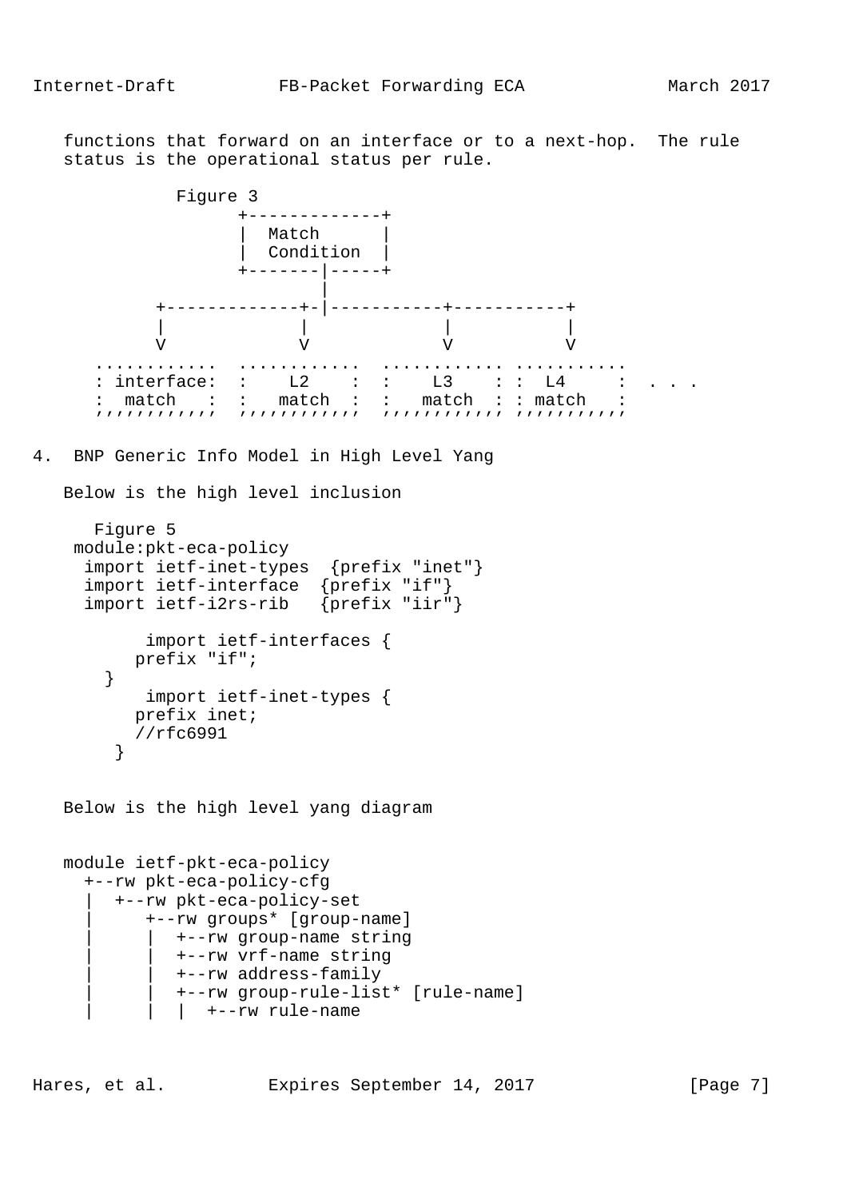functions that forward on an interface or to a next-hop.  The rule status is the operational status per rule.

```
             Figure 3
                   +-------------+
                   |  Match      |
                   |  Condition  |
                   +-------|-----+
                           |
           +-------------+-|-----------+-----------+
           |             |             |           |
           V             V             V           V
      ............  ............  ........... ..........
      : interface:  :    L2    :  :    L3    : :  L4     :  . . .
      :  match   :  :   match  :  :   match  : : match   :
      ''''''''''''  ''''''''''''  '''''''''''' '''''''''''
```

## 4. BNP Generic Info Model in High Level Yang

Below is the high level inclusion

```
      Figure 5
    module:pkt-eca-policy
     import ietf-inet-types  {prefix "inet"}
     import ietf-interface  {prefix "if"}
     import ietf-i2rs-rib   {prefix "iir"}

           import ietf-interfaces {
          prefix "if";
       }
           import ietf-inet-types {
          prefix inet;
          //rfc6991
        }
```

Below is the high level yang diagram

```
   module ietf-pkt-eca-policy
     +--rw pkt-eca-policy-cfg
     |  +--rw pkt-eca-policy-set
     |     +--rw groups* [group-name]
     |     |  +--rw group-name string
     |     |  +--rw vrf-name string
     |     |  +--rw address-family
     |     |  +--rw group-rule-list* [rule-name]
     |     |  |  +--rw rule-name
```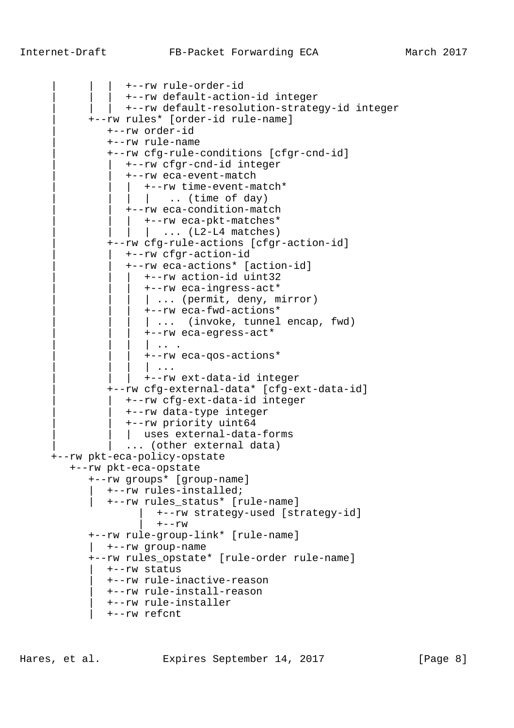```
     |      |  |  +--rw rule-order-id
     |      |  |  +--rw default-action-id integer
     |      |  |  +--rw default-resolution-strategy-id integer
     |      +--rw rules* [order-id rule-name]
     |         +--rw order-id
     |         +--rw rule-name
     |         +--rw cfg-rule-conditions [cfgr-cnd-id]
     |         |  +--rw cfgr-cnd-id integer
     |         |  +--rw eca-event-match
     |         |  |  +--rw time-event-match*
     |         |  |  |    .. (time of day)
     |         |  +--rw eca-condition-match
     |         |  |  +--rw eca-pkt-matches*
     |         |  |  |  ... (L2-L4 matches)
     |         +--rw cfg-rule-actions [cfgr-action-id]
     |         |  +--rw cfgr-action-id
     |         |  +--rw eca-actions* [action-id]
     |         |  |  +--rw action-id uint32
     |         |  |  +--rw eca-ingress-act*
     |         |  |  | ... (permit, deny, mirror)
     |         |  |  +--rw eca-fwd-actions*
     |         |  |  | ...  (invoke, tunnel encap, fwd)
     |         |  |  +--rw eca-egress-act*
     |         |  |  | .. .
     |         |  |  +--rw eca-qos-actions*
     |         |  |  | ...
     |         |  |  +--rw ext-data-id integer
     |         +--rw cfg-external-data* [cfg-ext-data-id]
     |         |  +--rw cfg-ext-data-id integer
     |         |  +--rw data-type integer
     |         |  +--rw priority uint64
     |         |  |  uses external-data-forms
     |         |  ... (other external data)
     +--rw pkt-eca-policy-opstate
        +--rw pkt-eca-opstate
           +--rw groups* [group-name]
           |  +--rw rules-installed;
           |  +--rw rules_status* [rule-name]
                    |  +--rw strategy-used [strategy-id]
                    |  +--rw
           +--rw rule-group-link* [rule-name]
           |  +--rw group-name
           +--rw rules_opstate* [rule-order rule-name]
           |  +--rw status
           |  +--rw rule-inactive-reason
           |  +--rw rule-install-reason
           |  +--rw rule-installer
           |  +--rw refcnt
```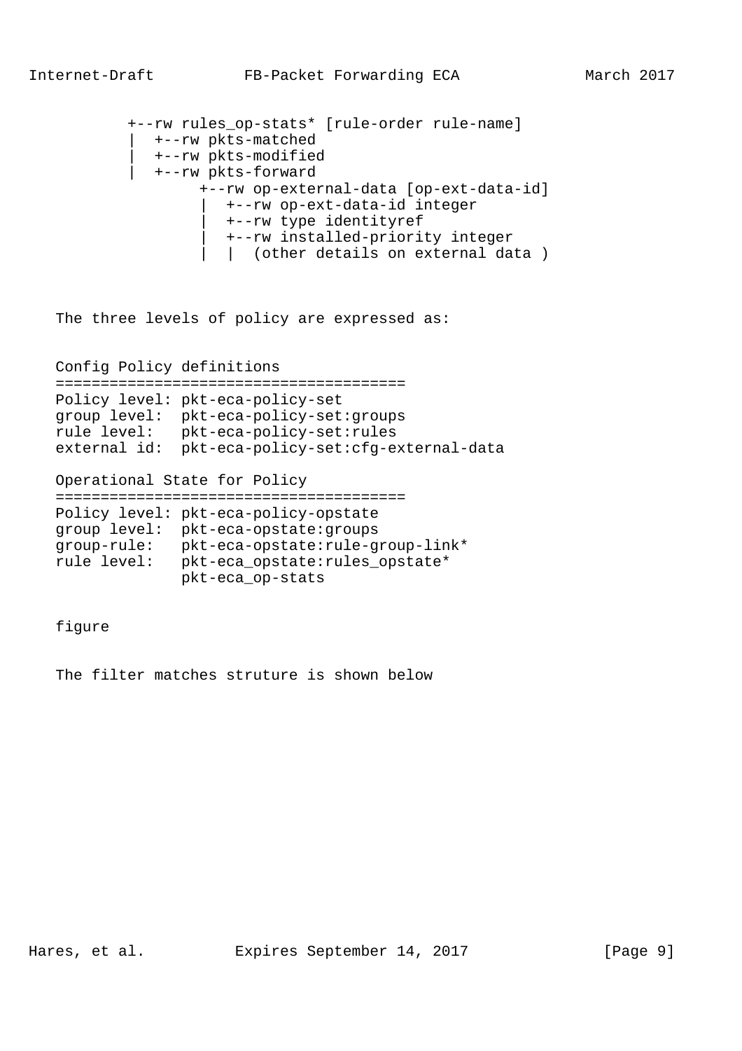```
        +--rw rules_op-stats* [rule-order rule-name]
        |  +--rw pkts-matched
        |  +--rw pkts-modified
        |  +--rw pkts-forward
               +--rw op-external-data [op-ext-data-id]
                |  +--rw op-ext-data-id integer
                |  +--rw type identityref
                |  +--rw installed-priority integer
                |  |  (other details on external data )
```

The three levels of policy are expressed as:

```
Config Policy definitions
=======================================
Policy level: pkt-eca-policy-set
group level:  pkt-eca-policy-set:groups
rule level:   pkt-eca-policy-set:rules
external id:  pkt-eca-policy-set:cfg-external-data

Operational State for Policy
=======================================
Policy level: pkt-eca-policy-opstate
group level:  pkt-eca-opstate:groups
group-rule:   pkt-eca-opstate:rule-group-link*
rule level:   pkt-eca_opstate:rules_opstate*
              pkt-eca_op-stats
```

figure

The filter matches struture is shown below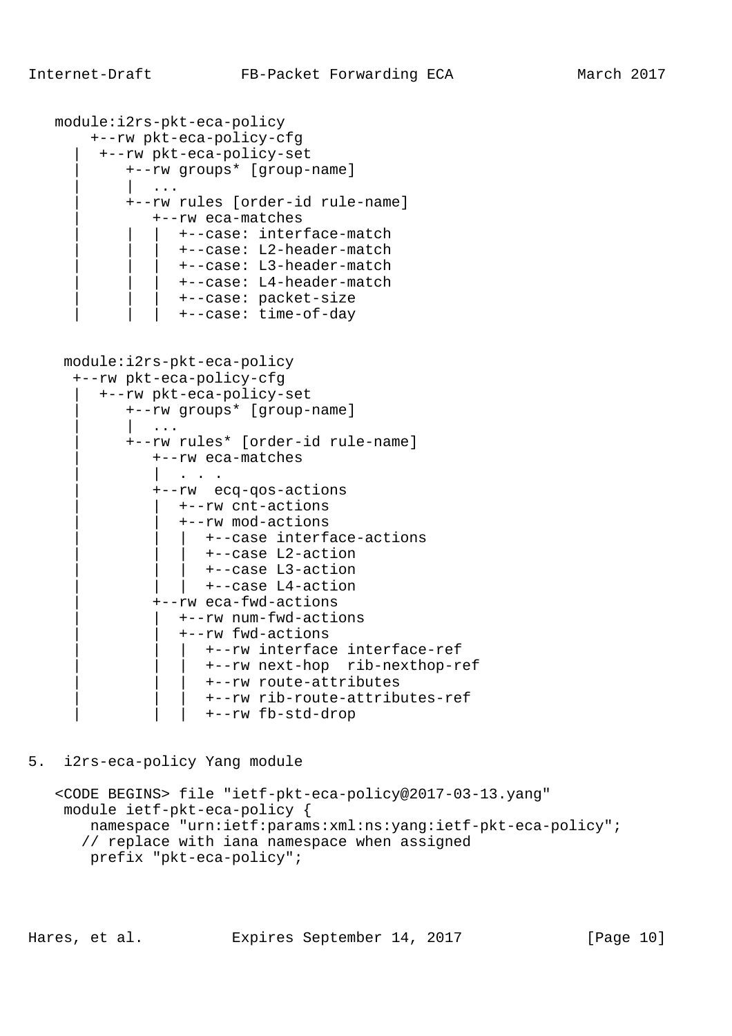```
   module:i2rs-pkt-eca-policy
      +--rw pkt-eca-policy-cfg
     |  +--rw pkt-eca-policy-set
     |     +--rw groups* [group-name]
     |     |  ...
     |     +--rw rules [order-id rule-name]
     |        +--rw eca-matches
     |     |  |  +--case: interface-match
     |     |  |  +--case: L2-header-match
     |     |  |  +--case: L3-header-match
     |     |  |  +--case: L4-header-match
     |     |  |  +--case: packet-size
     |     |  |  +--case: time-of-day


    module:i2rs-pkt-eca-policy
     +--rw pkt-eca-policy-cfg
     |  +--rw pkt-eca-policy-set
     |     +--rw groups* [group-name]
     |     |  ...
     |     +--rw rules* [order-id rule-name]
     |        +--rw eca-matches
     |        |  . . .
     |        +--rw  ecq-qos-actions
     |        |  +--rw cnt-actions
     |        |  +--rw mod-actions
     |        |  |  +--case interface-actions
     |        |  |  +--case L2-action
     |        |  |  +--case L3-action
     |        |  |  +--case L4-action
     |        +--rw eca-fwd-actions
     |        |  +--rw num-fwd-actions
     |        |  +--rw fwd-actions
     |        |  |  +--rw interface interface-ref
     |        |  |  +--rw next-hop  rib-nexthop-ref
     |        |  |  +--rw route-attributes
     |        |  |  +--rw rib-route-attributes-ref
     |        |  |  +--rw fb-std-drop
```

## 5. i2rs-eca-policy Yang module

```
   <CODE BEGINS> file "ietf-pkt-eca-policy@2017-03-13.yang"
    module ietf-pkt-eca-policy {
       namespace "urn:ietf:params:xml:ns:yang:ietf-pkt-eca-policy";
      // replace with iana namespace when assigned
       prefix "pkt-eca-policy";
```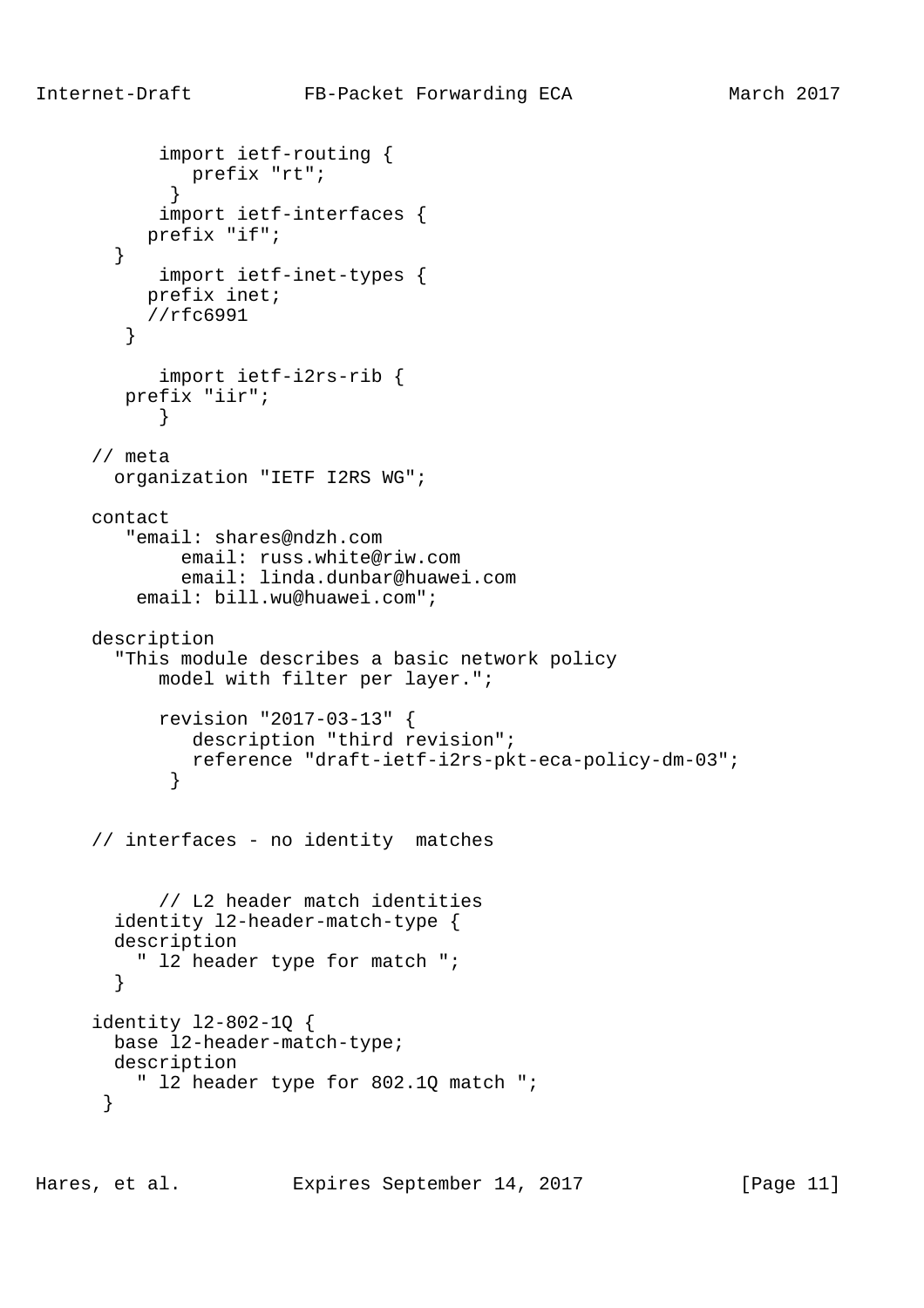```
           import ietf-routing {
              prefix "rt";
            }
           import ietf-interfaces {
          prefix "if";
       }
           import ietf-inet-types {
          prefix inet;
          //rfc6991
        }

           import ietf-i2rs-rib {
         prefix "iir";
           }

     // meta
       organization "IETF I2RS WG";

     contact
        "email: shares@ndzh.com
             email: russ.white@riw.com
             email: linda.dunbar@huawei.com
         email: bill.wu@huawei.com";

     description
       "This module describes a basic network policy
           model with filter per layer.";

           revision "2017-03-13" {
              description "third revision";
              reference "draft-ietf-i2rs-pkt-eca-policy-dm-03";
            }


     // interfaces - no identity  matches


           // L2 header match identities
       identity l2-header-match-type {
       description
         " l2 header type for match ";
       }

     identity l2-802-1Q {
       base l2-header-match-type;
       description
         " l2 header type for 802.1Q match ";
      }
```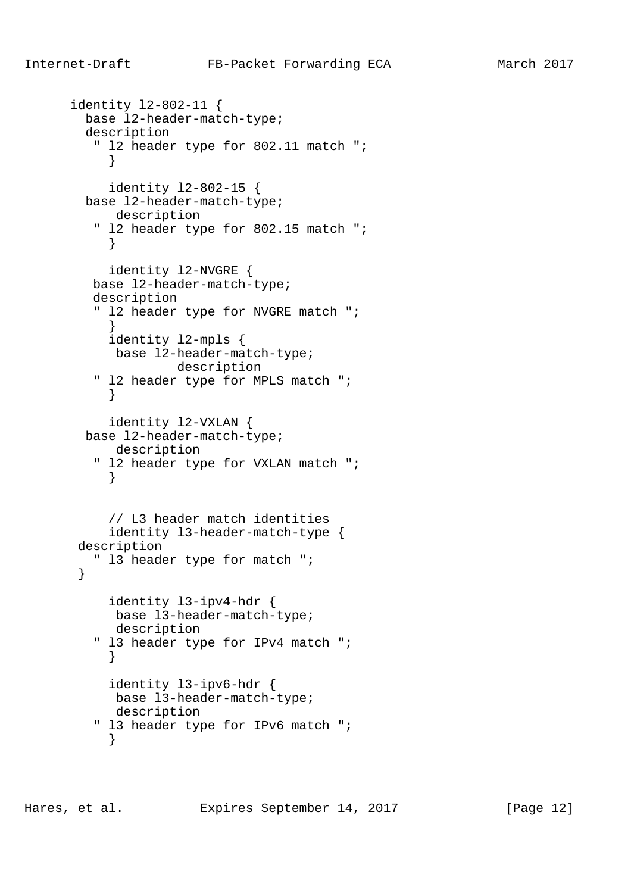```
      identity l2-802-11 {
        base l2-header-match-type;
        description
         " l2 header type for 802.11 match ";
           }

           identity l2-802-15 {
        base l2-header-match-type;
             description
         " l2 header type for 802.15 match ";
           }

           identity l2-NVGRE {
         base l2-header-match-type;
         description
         " l2 header type for NVGRE match ";
           }
           identity l2-mpls {
            base l2-header-match-type;
                    description
         " l2 header type for MPLS match ";
           }

           identity l2-VXLAN {
        base l2-header-match-type;
             description
         " l2 header type for VXLAN match ";
           }


           // L3 header match identities
           identity l3-header-match-type {
       description
         " l3 header type for match ";
       }

           identity l3-ipv4-hdr {
            base l3-header-match-type;
            description
         " l3 header type for IPv4 match ";
           }

           identity l3-ipv6-hdr {
            base l3-header-match-type;
            description
         " l3 header type for IPv6 match ";
           }
```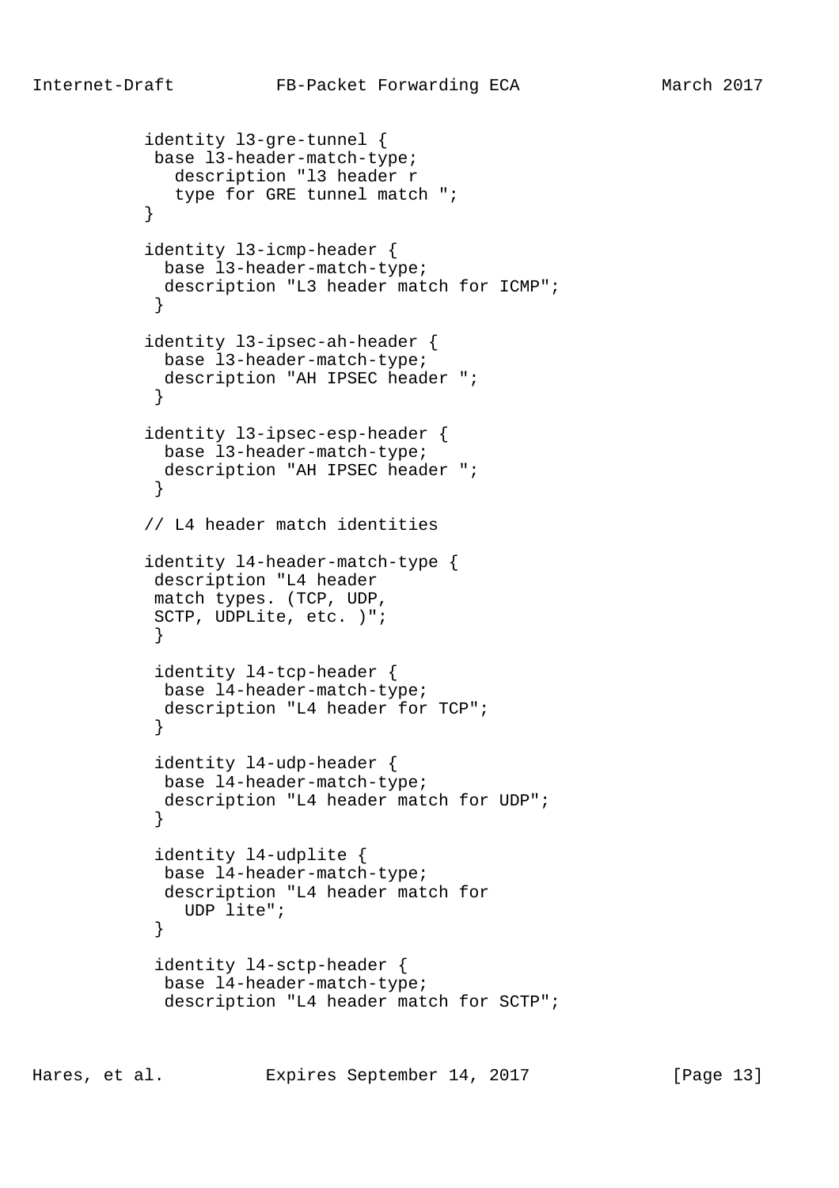```
          identity l3-gre-tunnel {
           base l3-header-match-type;
             description "l3 header r
             type for GRE tunnel match ";
          }

          identity l3-icmp-header {
            base l3-header-match-type;
            description "L3 header match for ICMP";
           }

          identity l3-ipsec-ah-header {
            base l3-header-match-type;
            description "AH IPSEC header ";
           }

          identity l3-ipsec-esp-header {
            base l3-header-match-type;
            description "AH IPSEC header ";
           }

          // L4 header match identities

          identity l4-header-match-type {
           description "L4 header
           match types. (TCP, UDP,
           SCTP, UDPLite, etc. )";
           }

           identity l4-tcp-header {
            base l4-header-match-type;
            description "L4 header for TCP";
           }

           identity l4-udp-header {
            base l4-header-match-type;
            description "L4 header match for UDP";
           }

           identity l4-udplite {
            base l4-header-match-type;
            description "L4 header match for
              UDP lite";
           }

           identity l4-sctp-header {
            base l4-header-match-type;
            description "L4 header match for SCTP";
```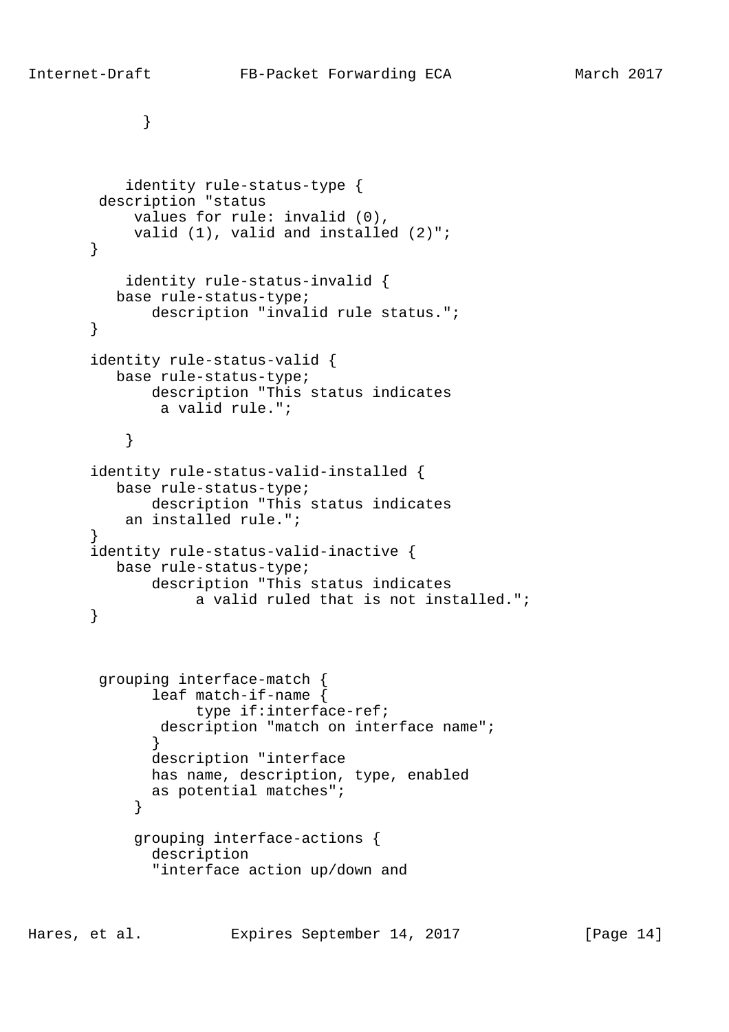```
             }



           identity rule-status-type {
        description "status
            values for rule: invalid (0),
            valid (1), valid and installed (2)";
       }

           identity rule-status-invalid {
          base rule-status-type;
              description "invalid rule status.";
       }

       identity rule-status-valid {
          base rule-status-type;
              description "This status indicates
               a valid rule.";

           }

       identity rule-status-valid-installed {
          base rule-status-type;
              description "This status indicates
           an installed rule.";
       }
       identity rule-status-valid-inactive {
          base rule-status-type;
              description "This status indicates
                   a valid ruled that is not installed.";
       }



        grouping interface-match {
              leaf match-if-name {
                   type if:interface-ref;
               description "match on interface name";
              }
              description "interface
              has name, description, type, enabled
              as potential matches";
            }

            grouping interface-actions {
              description
              "interface action up/down and
```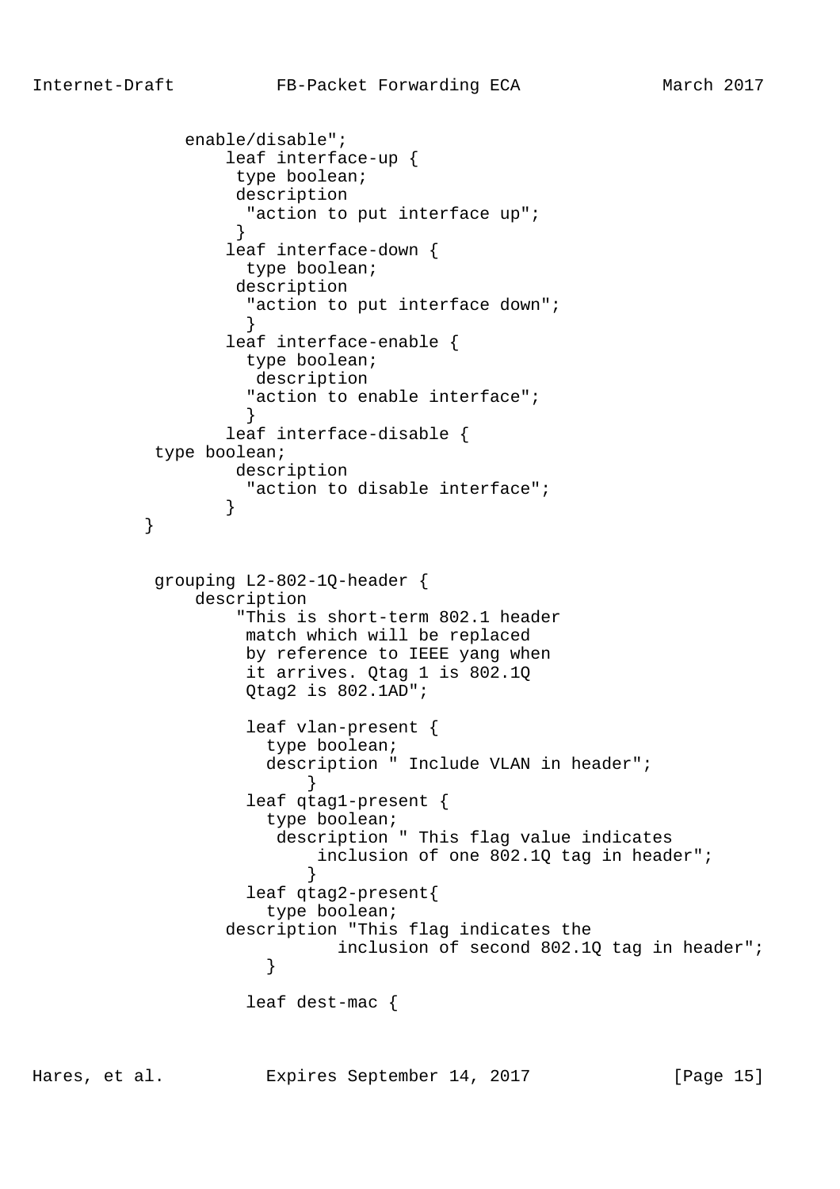```
             enable/disable";
                 leaf interface-up {
                  type boolean;
                  description
                   "action to put interface up";
                  }
                 leaf interface-down {
                   type boolean;
                  description
                   "action to put interface down";
                   }
                 leaf interface-enable {
                   type boolean;
                    description
                   "action to enable interface";
                   }
                 leaf interface-disable {
          type boolean;
                  description
                   "action to disable interface";
                 }
         }


          grouping L2-802-1Q-header {
              description
                  "This is short-term 802.1 header
                   match which will be replaced
                   by reference to IEEE yang when
                   it arrives. Qtag 1 is 802.1Q
                   Qtag2 is 802.1AD";

                   leaf vlan-present {
                     type boolean;
                     description " Include VLAN in header";
                          }
                   leaf qtag1-present {
                     type boolean;
                      description " This flag value indicates
                          inclusion of one 802.1Q tag in header";
                          }
                   leaf qtag2-present{
                     type boolean;
                 description "This flag indicates the
                            inclusion of second 802.1Q tag in header";
                     }

                   leaf dest-mac {
```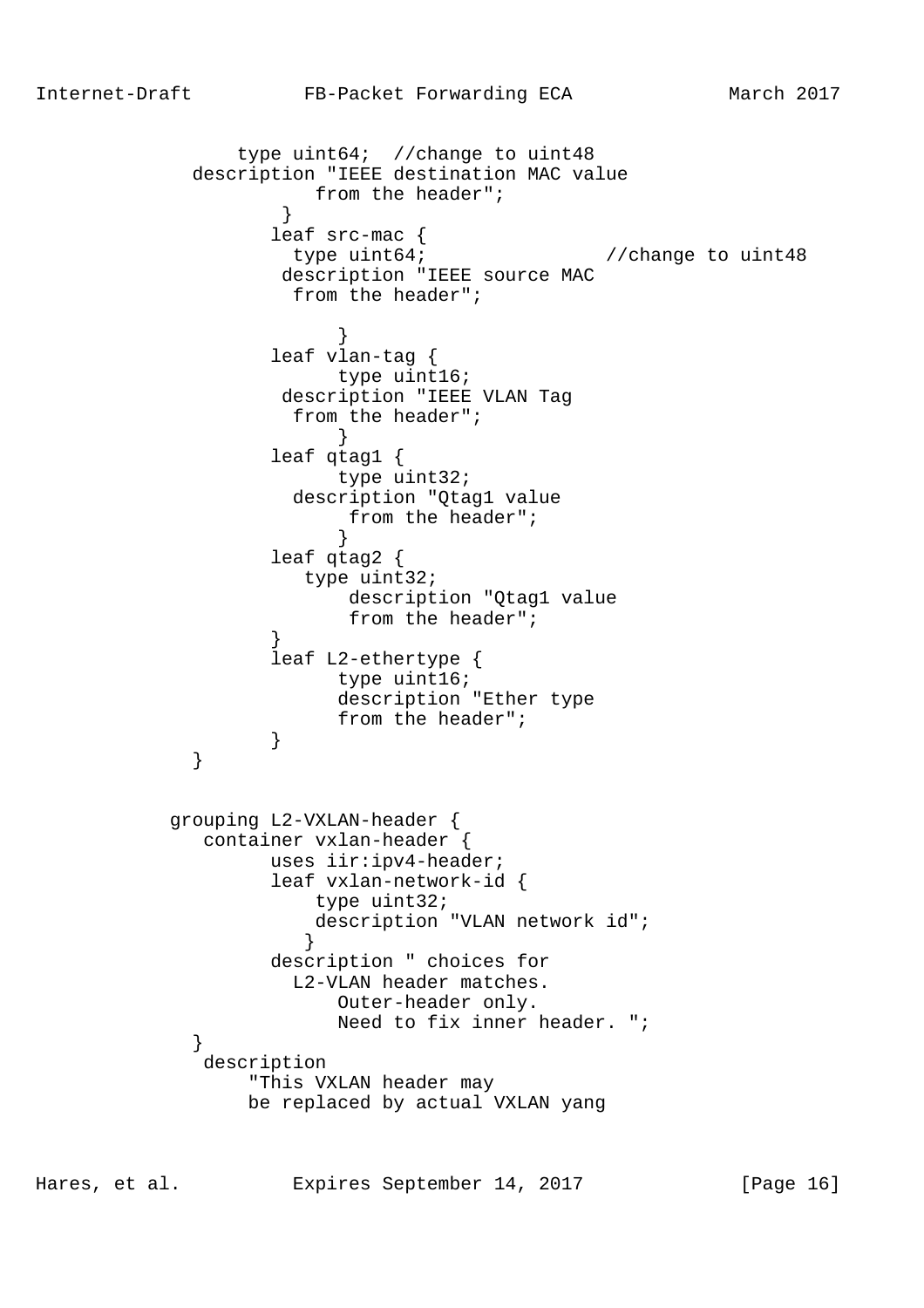```
                  type uint64;  //change to uint48
              description "IEEE destination MAC value
                         from the header";
                      }
                     leaf src-mac {
                       type uint64;                //change to uint48
                      description "IEEE source MAC
                       from the header";

                           }
                     leaf vlan-tag {
                           type uint16;
                      description "IEEE VLAN Tag
                       from the header";
                           }
                     leaf qtag1 {
                           type uint32;
                       description "Qtag1 value
                            from the header";
                           }
                     leaf qtag2 {
                         type uint32;
                             description "Qtag1 value
                             from the header";
                     }
                     leaf L2-ethertype {
                           type uint16;
                           description "Ether type
                           from the header";
                     }
              }


            grouping L2-VXLAN-header {
               container vxlan-header {
                     uses iir:ipv4-header;
                     leaf vxlan-network-id {
                         type uint32;
                         description "VLAN network id";
                        }
                     description " choices for
                       L2-VLAN header matches.
                           Outer-header only.
                           Need to fix inner header. ";
              }
               description
                   "This VXLAN header may
                   be replaced by actual VXLAN yang
```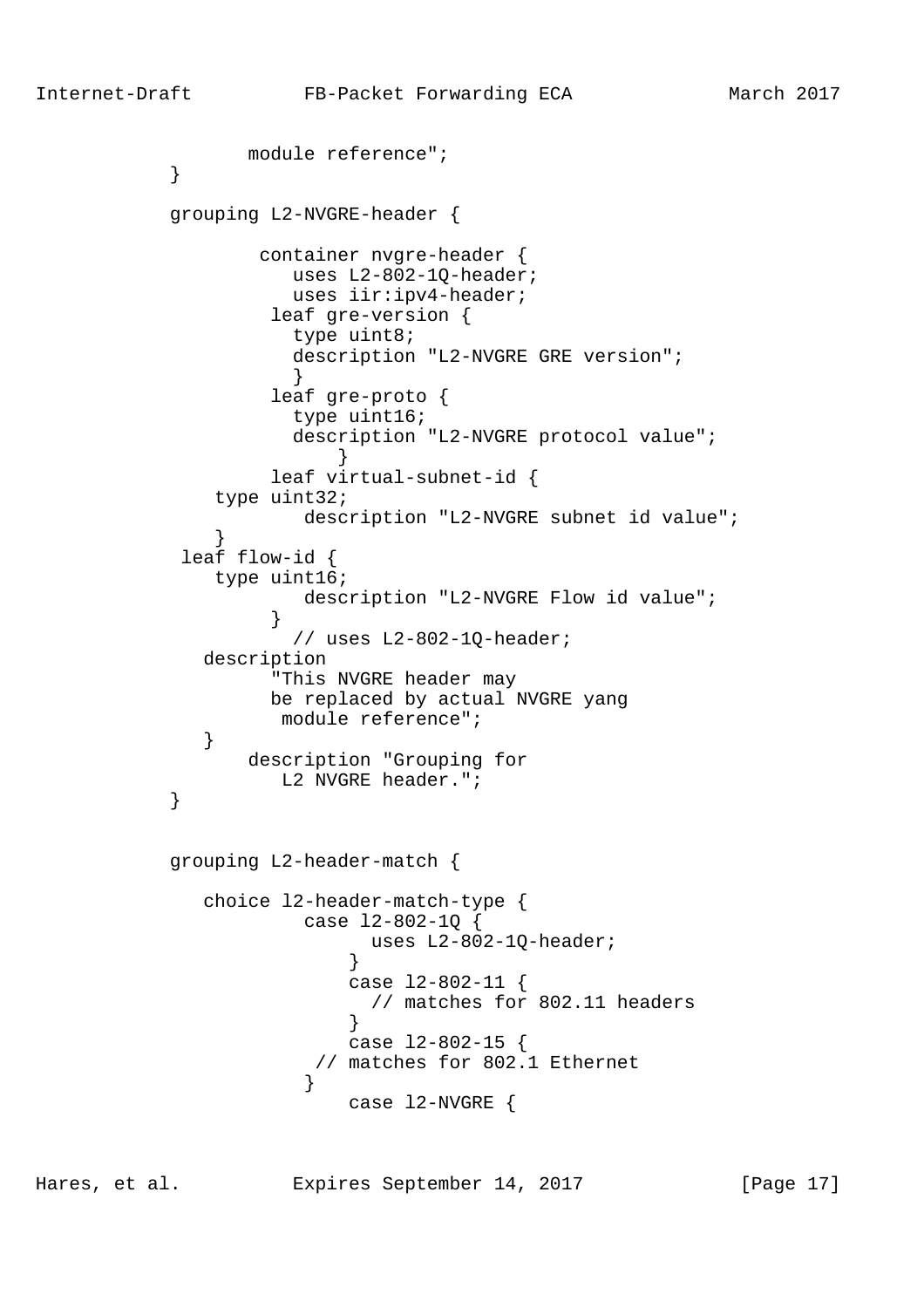```
                module reference";
          }

          grouping L2-NVGRE-header {

                  container nvgre-header {
                     uses L2-802-1Q-header;
                     uses iir:ipv4-header;
                   leaf gre-version {
                     type uint8;
                     description "L2-NVGRE GRE version";
                     }
                   leaf gre-proto {
                     type uint16;
                     description "L2-NVGRE protocol value";
                         }
                   leaf virtual-subnet-id {
              type uint32;
                      description "L2-NVGRE subnet id value";
             }
           leaf flow-id {
              type uint16;
                      description "L2-NVGRE Flow id value";
                   }
                     // uses L2-802-1Q-header;
             description
                   "This NVGRE header may
                   be replaced by actual NVGRE yang
                    module reference";
             }
                 description "Grouping for
                    L2 NVGRE header.";
          }


          grouping L2-header-match {

             choice l2-header-match-type {
                      case l2-802-1Q {
                            uses L2-802-1Q-header;
                          }
                          case l2-802-11 {
                            // matches for 802.11 headers
                          }
                          case l2-802-15 {
                       // matches for 802.1 Ethernet
                      }
                          case l2-NVGRE {
```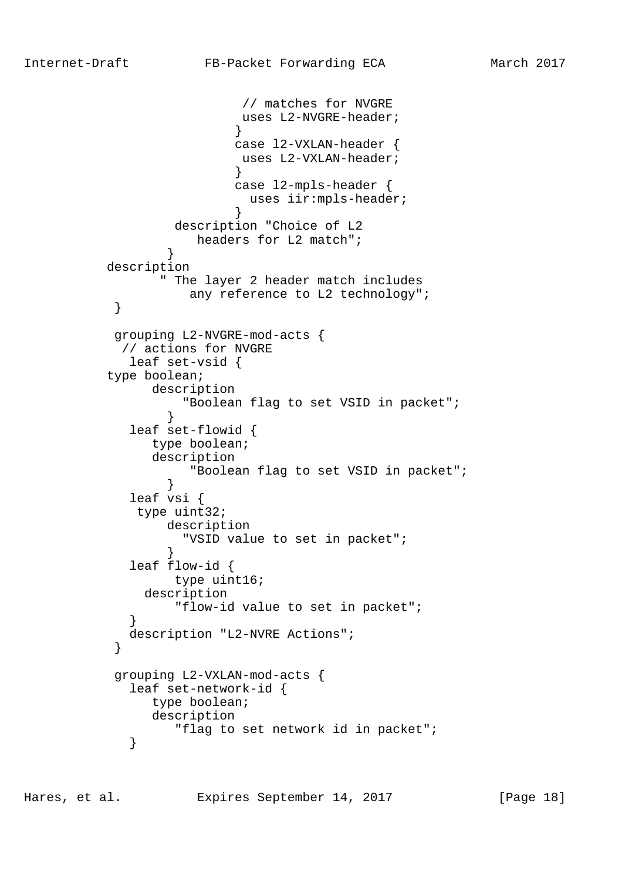```
                        // matches for NVGRE
                        uses L2-NVGRE-header;
                       }
                       case l2-VXLAN-header {
                        uses L2-VXLAN-header;
                       }
                       case l2-mpls-header {
                         uses iir:mpls-header;
                       }
               description "Choice of L2
                  headers for L2 match";
              }
        description
               " The layer 2 header match includes
                   any reference to L2 technology";
         }

         grouping L2-NVGRE-mod-acts {
          // actions for NVGRE
           leaf set-vsid {
        type boolean;
              description
                  "Boolean flag to set VSID in packet";
              }
           leaf set-flowid {
              type boolean;
              description
                    "Boolean flag to set VSID in packet";
              }
           leaf vsi {
             type uint32;
                description
                  "VSID value to set in packet";
              }
           leaf flow-id {
                 type uint16;
             description
                 "flow-id value to set in packet";
           }
           description "L2-NVRE Actions";
         }

         grouping L2-VXLAN-mod-acts {
           leaf set-network-id {
              type boolean;
              description
                 "flag to set network id in packet";
           }
```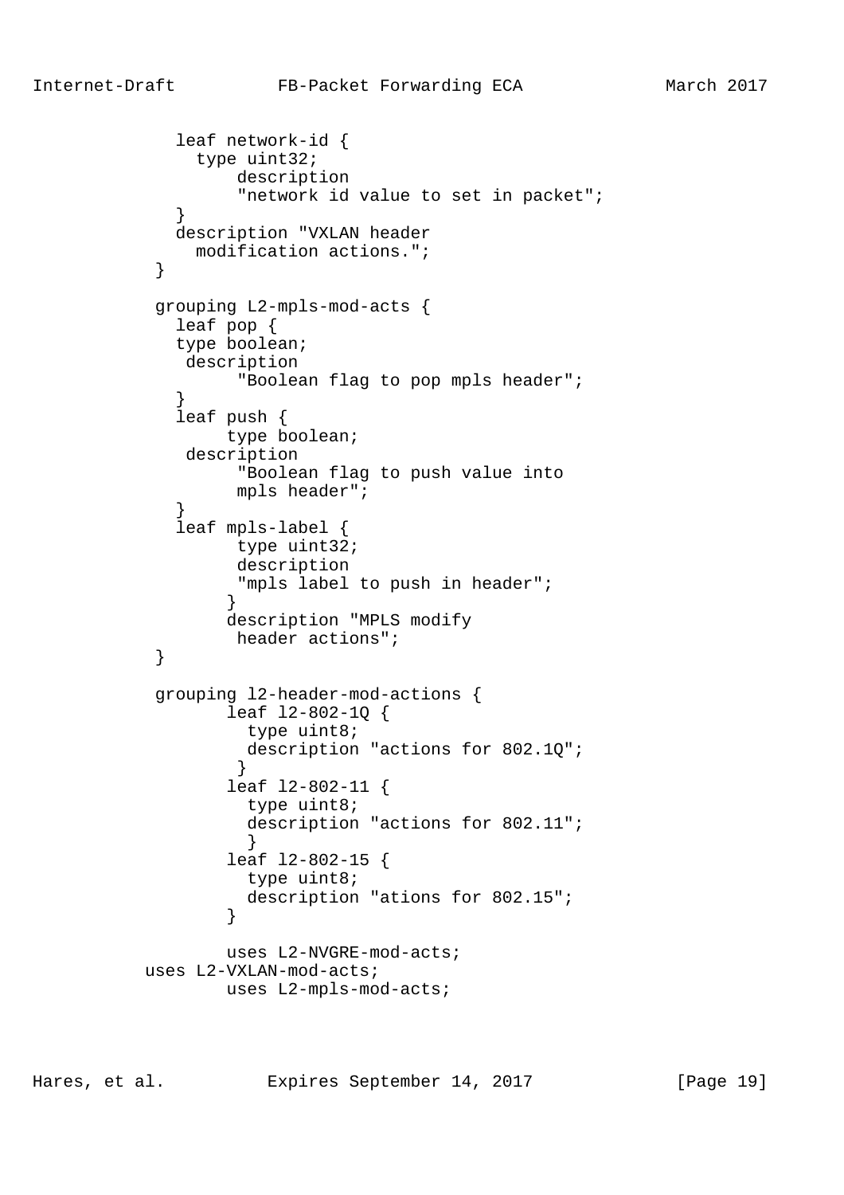```
             leaf network-id {
               type uint32;
                   description
                   "network id value to set in packet";
             }
             description "VXLAN header
               modification actions.";
           }

           grouping L2-mpls-mod-acts {
             leaf pop {
             type boolean;
              description
                   "Boolean flag to pop mpls header";
             }
             leaf push {
                  type boolean;
              description
                   "Boolean flag to push value into
                   mpls header";
             }
             leaf mpls-label {
                   type uint32;
                   description
                   "mpls label to push in header";
                  }
                  description "MPLS modify
                   header actions";
           }

           grouping l2-header-mod-actions {
                  leaf l2-802-1Q {
                    type uint8;
                    description "actions for 802.1Q";
                   }
                  leaf l2-802-11 {
                    type uint8;
                    description "actions for 802.11";
                    }
                  leaf l2-802-15 {
                    type uint8;
                    description "ations for 802.15";
                  }

                  uses L2-NVGRE-mod-acts;
          uses L2-VXLAN-mod-acts;
                  uses L2-mpls-mod-acts;
```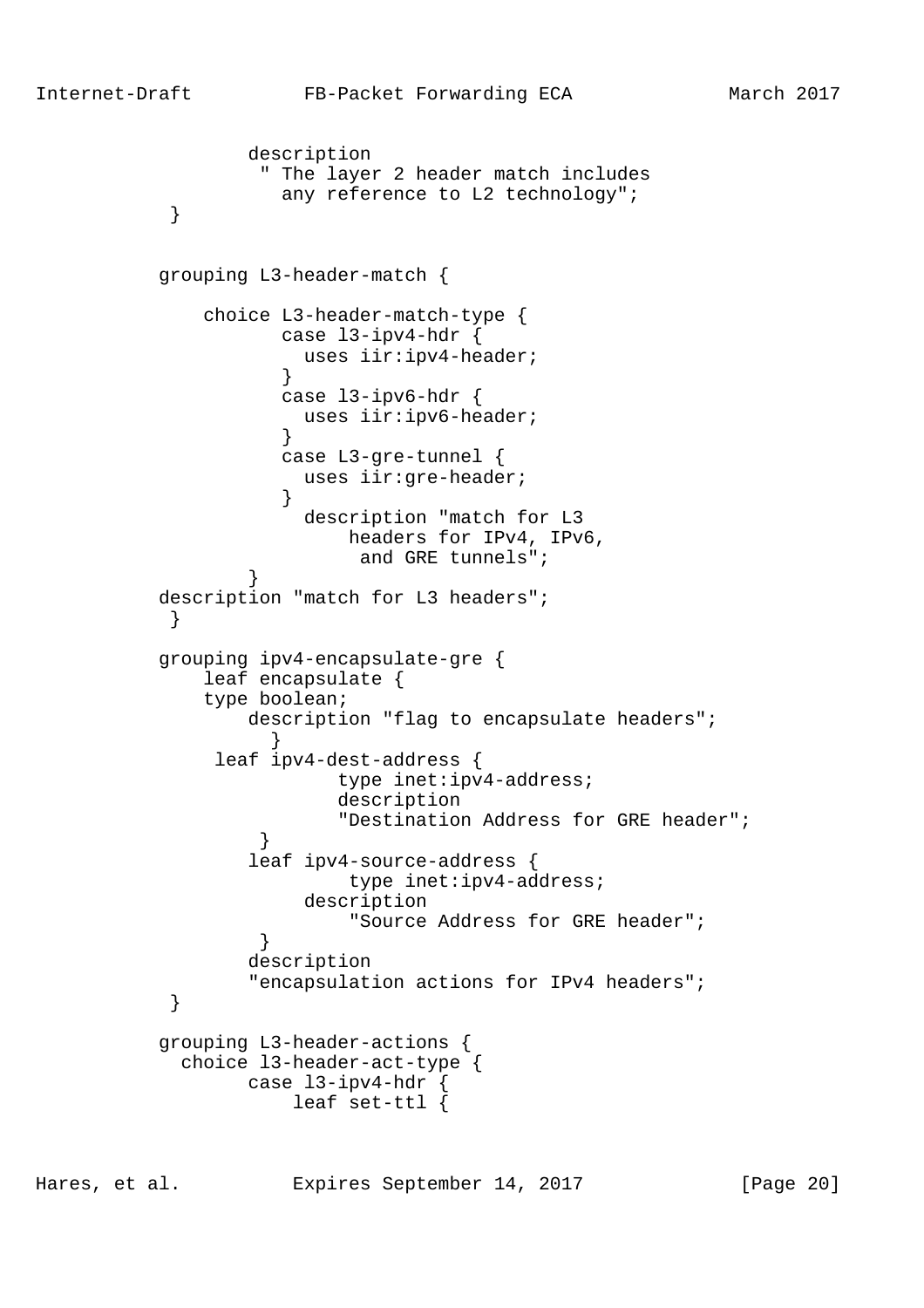```
                 description
                  " The layer 2 header match includes
                    any reference to L2 technology";
         }


        grouping L3-header-match {

            choice L3-header-match-type {
                   case l3-ipv4-hdr {
                     uses iir:ipv4-header;
                   }
                   case l3-ipv6-hdr {
                     uses iir:ipv6-header;
                   }
                   case L3-gre-tunnel {
                     uses iir:gre-header;
                   }
                     description "match for L3
                         headers for IPv4, IPv6,
                          and GRE tunnels";
                 }
        description "match for L3 headers";
         }

        grouping ipv4-encapsulate-gre {
            leaf encapsulate {
            type boolean;
                description "flag to encapsulate headers";
                  }
             leaf ipv4-dest-address {
                      type inet:ipv4-address;
                      description
                      "Destination Address for GRE header";
                 }
                leaf ipv4-source-address {
                       type inet:ipv4-address;
                     description
                         "Source Address for GRE header";
                 }
                description
                "encapsulation actions for IPv4 headers";
         }

        grouping L3-header-actions {
          choice l3-header-act-type {
                case l3-ipv4-hdr {
                    leaf set-ttl {
```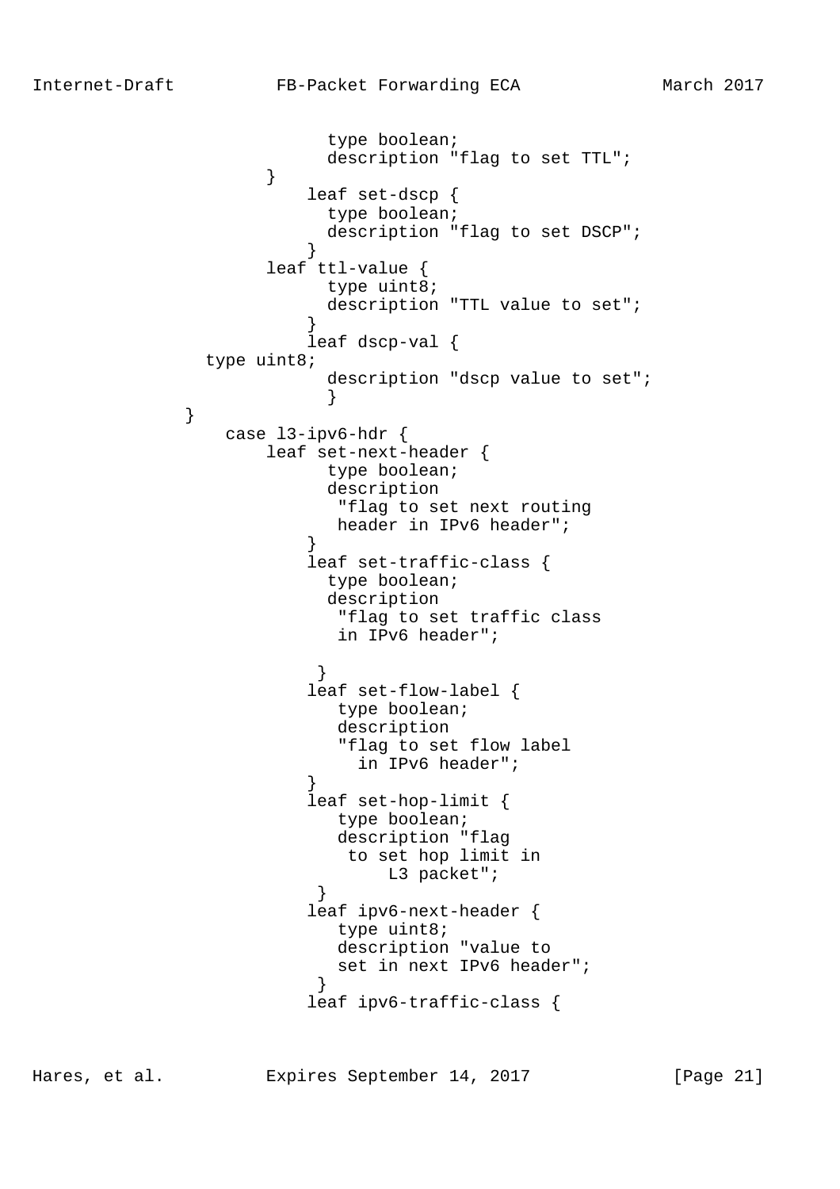```
                       type boolean;
                       description "flag to set TTL";
                 }
                     leaf set-dscp {
                       type boolean;
                       description "flag to set DSCP";
                     }
                 leaf ttl-value {
                       type uint8;
                       description "TTL value to set";
                     }
                     leaf dscp-val {
           type uint8;
                       description "dscp value to set";
                       }
             }
                case l3-ipv6-hdr {
                    leaf set-next-header {
                       type boolean;
                       description
                        "flag to set next routing
                        header in IPv6 header";
                     }
                     leaf set-traffic-class {
                       type boolean;
                       description
                        "flag to set traffic class
                        in IPv6 header";

                      }
                     leaf set-flow-label {
                        type boolean;
                        description
                        "flag to set flow label
                          in IPv6 header";
                     }
                     leaf set-hop-limit {
                        type boolean;
                        description "flag
                         to set hop limit in
                             L3 packet";
                      }
                     leaf ipv6-next-header {
                        type uint8;
                        description "value to
                        set in next IPv6 header";
                      }
                     leaf ipv6-traffic-class {
```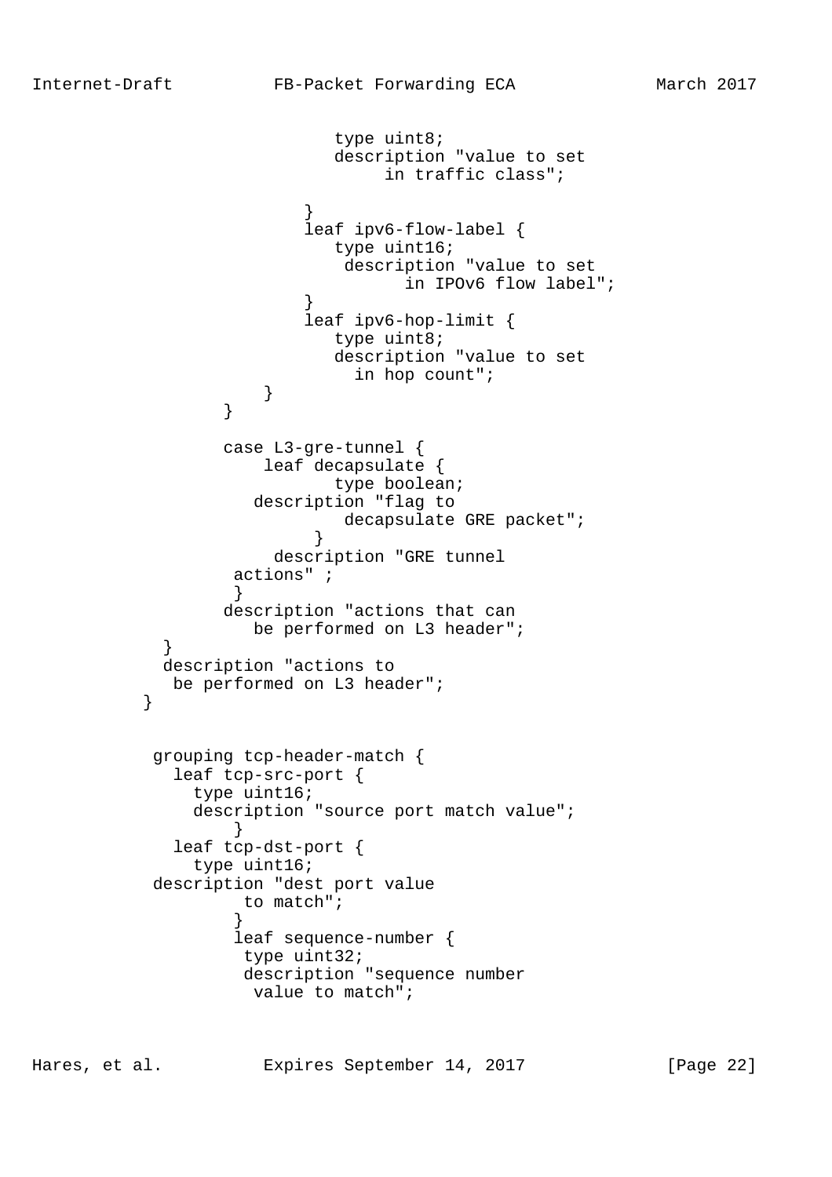```
                       type uint8;
                       description "value to set
                            in traffic class";

                    }
                    leaf ipv6-flow-label {
                       type uint16;
                        description "value to set
                              in IPOv6 flow label";
                    }
                    leaf ipv6-hop-limit {
                       type uint8;
                       description "value to set
                         in hop count";
                }
            }

            case L3-gre-tunnel {
                leaf decapsulate {
                       type boolean;
                  description "flag to
                        decapsulate GRE packet";
                      }
                   description "GRE tunnel
             actions" ;
             }
            description "actions that can
               be performed on L3 header";
      }
      description "actions to
       be performed on L3 header";
     }


       grouping tcp-header-match {
         leaf tcp-src-port {
           type uint16;
           description "source port match value";
               }
         leaf tcp-dst-port {
           type uint16;
       description "dest port value
             to match";
             }
             leaf sequence-number {
              type uint32;
              description "sequence number
               value to match";
```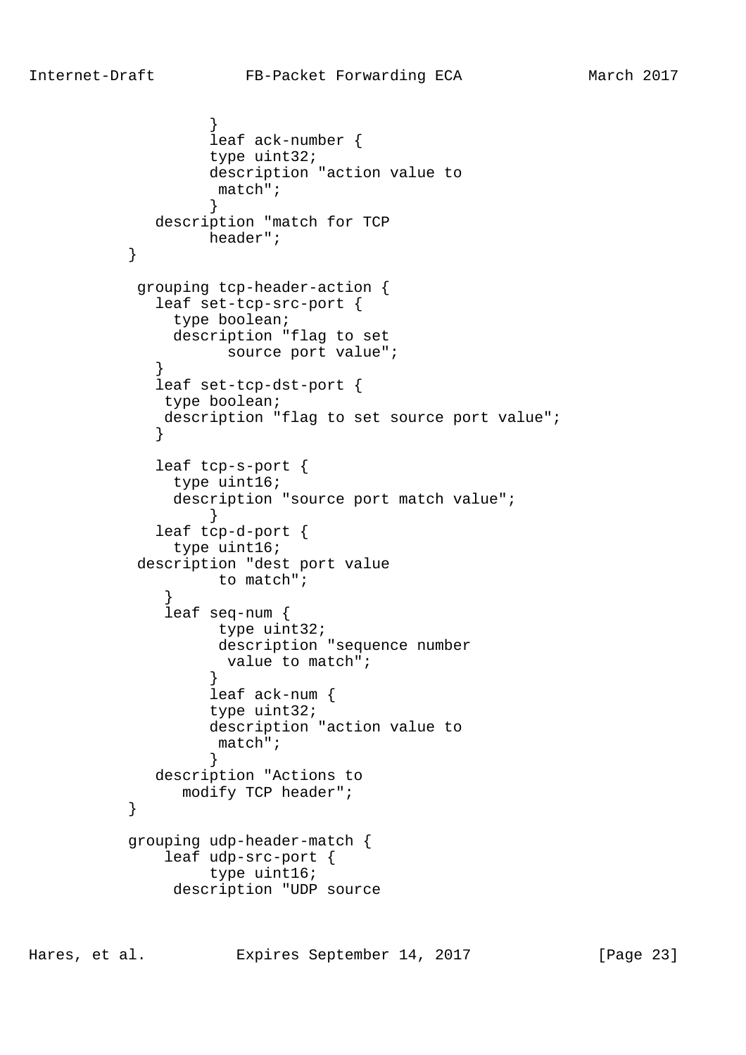```
                 }
                 leaf ack-number {
                 type uint32;
                 description "action value to
                  match";
                 }
           description "match for TCP
                 header";
        }

         grouping tcp-header-action {
           leaf set-tcp-src-port {
             type boolean;
             description "flag to set
                   source port value";
           }
           leaf set-tcp-dst-port {
            type boolean;
            description "flag to set source port value";
           }

           leaf tcp-s-port {
             type uint16;
             description "source port match value";
                 }
           leaf tcp-d-port {
             type uint16;
         description "dest port value
                  to match";
            }
            leaf seq-num {
                  type uint32;
                  description "sequence number
                   value to match";
                 }
                 leaf ack-num {
                 type uint32;
                 description "action value to
                  match";
                 }
           description "Actions to
              modify TCP header";
        }

        grouping udp-header-match {
            leaf udp-src-port {
                 type uint16;
             description "UDP source
```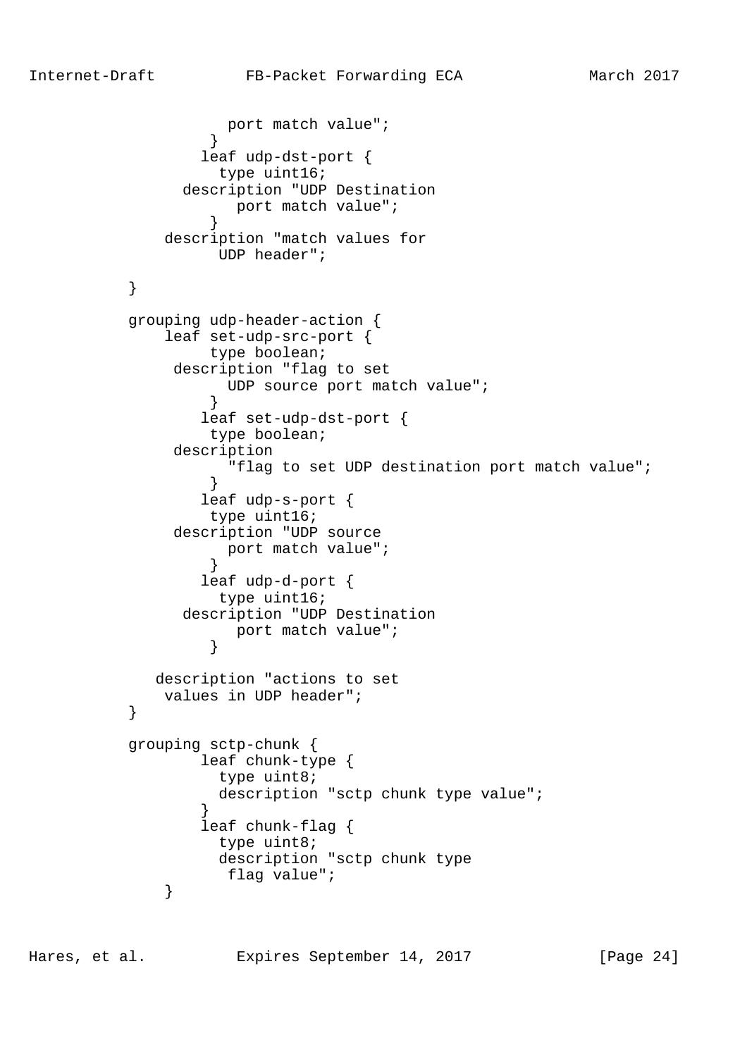```
                   port match value";
                 }
               leaf udp-dst-port {
                 type uint16;
             description "UDP Destination
                   port match value";
                 }
           description "match values for
                 UDP header";

        }

        grouping udp-header-action {
            leaf set-udp-src-port {
                 type boolean;
             description "flag to set
                   UDP source port match value";
                 }
               leaf set-udp-dst-port {
                 type boolean;
             description
                   "flag to set UDP destination port match value";
                 }
               leaf udp-s-port {
                 type uint16;
             description "UDP source
                   port match value";
                 }
               leaf udp-d-port {
                 type uint16;
              description "UDP Destination
                   port match value";
                 }

          description "actions to set
           values in UDP header";
        }

        grouping sctp-chunk {
               leaf chunk-type {
                 type uint8;
                 description "sctp chunk type value";
               }
               leaf chunk-flag {
                 type uint8;
                 description "sctp chunk type
                  flag value";
            }
```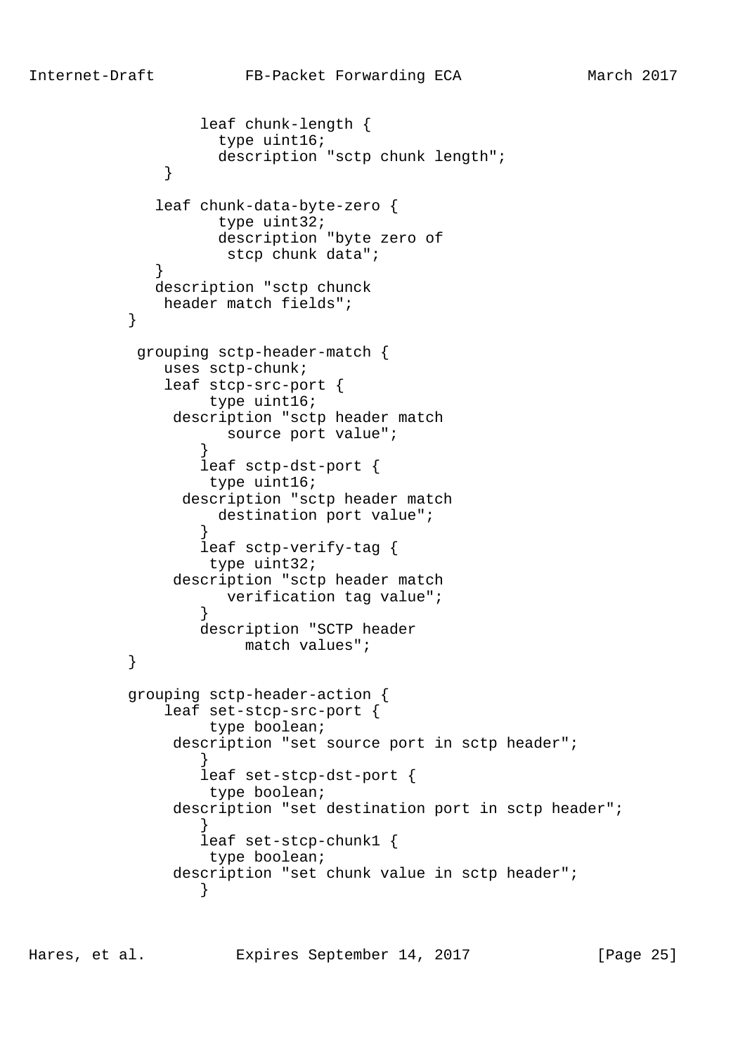```
                leaf chunk-length {
                  type uint16;
                  description "sctp chunk length";
            }

           leaf chunk-data-byte-zero {
                  type uint32;
                  description "byte zero of
                   stcp chunk data";
           }
           description "sctp chunck
            header match fields";
        }

         grouping sctp-header-match {
            uses sctp-chunk;
            leaf stcp-src-port {
                 type uint16;
             description "sctp header match
                   source port value";
                }
                leaf sctp-dst-port {
                 type uint16;
              description "sctp header match
                  destination port value";
                }
                leaf sctp-verify-tag {
                 type uint32;
             description "sctp header match
                   verification tag value";
                }
                description "SCTP header
                     match values";
        }

        grouping sctp-header-action {
            leaf set-stcp-src-port {
                 type boolean;
             description "set source port in sctp header";
                }
                leaf set-stcp-dst-port {
                 type boolean;
             description "set destination port in sctp header";
                }
                leaf set-stcp-chunk1 {
                 type boolean;
             description "set chunk value in sctp header";
                }
```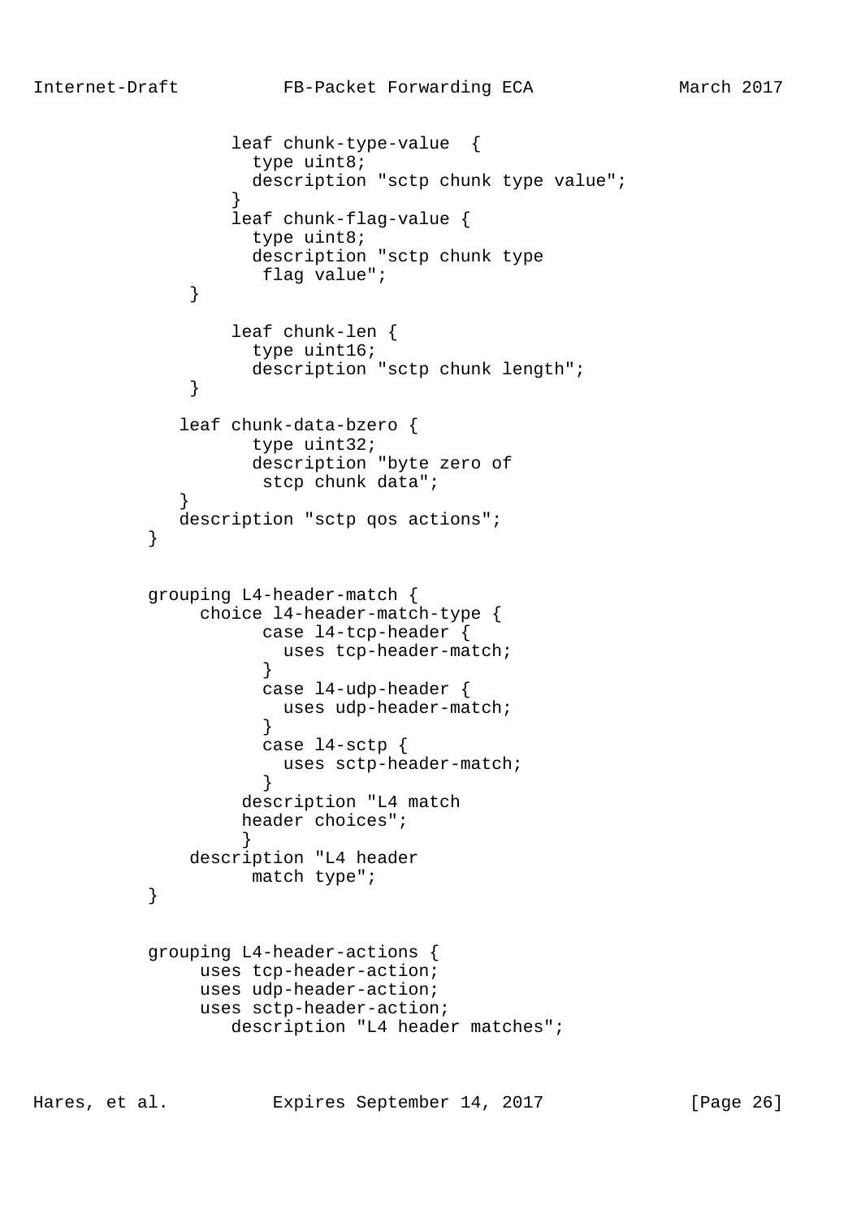```
             leaf chunk-type-value  {
               type uint8;
               description "sctp chunk type value";
             }
             leaf chunk-flag-value {
               type uint8;
               description "sctp chunk type
                flag value";
         }

             leaf chunk-len {
               type uint16;
               description "sctp chunk length";
         }

        leaf chunk-data-bzero {
               type uint32;
               description "byte zero of
                stcp chunk data";
        }
        description "sctp qos actions";
     }


     grouping L4-header-match {
          choice l4-header-match-type {
                case l4-tcp-header {
                  uses tcp-header-match;
                }
                case l4-udp-header {
                  uses udp-header-match;
                }
                case l4-sctp {
                  uses sctp-header-match;
                }
              description "L4 match
              header choices";
              }
         description "L4 header
               match type";
     }


     grouping L4-header-actions {
          uses tcp-header-action;
          uses udp-header-action;
          uses sctp-header-action;
             description "L4 header matches";
```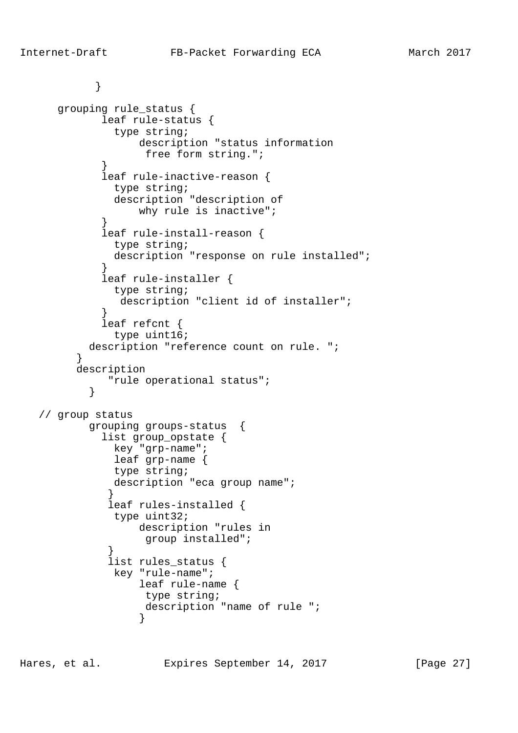```
            }

      grouping rule_status {
            leaf rule-status {
              type string;
                  description "status information
                   free form string.";
            }
            leaf rule-inactive-reason {
              type string;
              description "description of
                  why rule is inactive";
            }
            leaf rule-install-reason {
              type string;
              description "response on rule installed";
            }
            leaf rule-installer {
              type string;
               description "client id of installer";
            }
            leaf refcnt {
              type uint16;
          description "reference count on rule. ";
        }
        description
             "rule operational status";
          }

   // group status
          grouping groups-status  {
            list group_opstate {
              key "grp-name";
              leaf grp-name {
              type string;
              description "eca group name";
             }
             leaf rules-installed {
              type uint32;
                  description "rules in
                   group installed";
             }
             list rules_status {
              key "rule-name";
                  leaf rule-name {
                   type string;
                   description "name of rule ";
                  }
```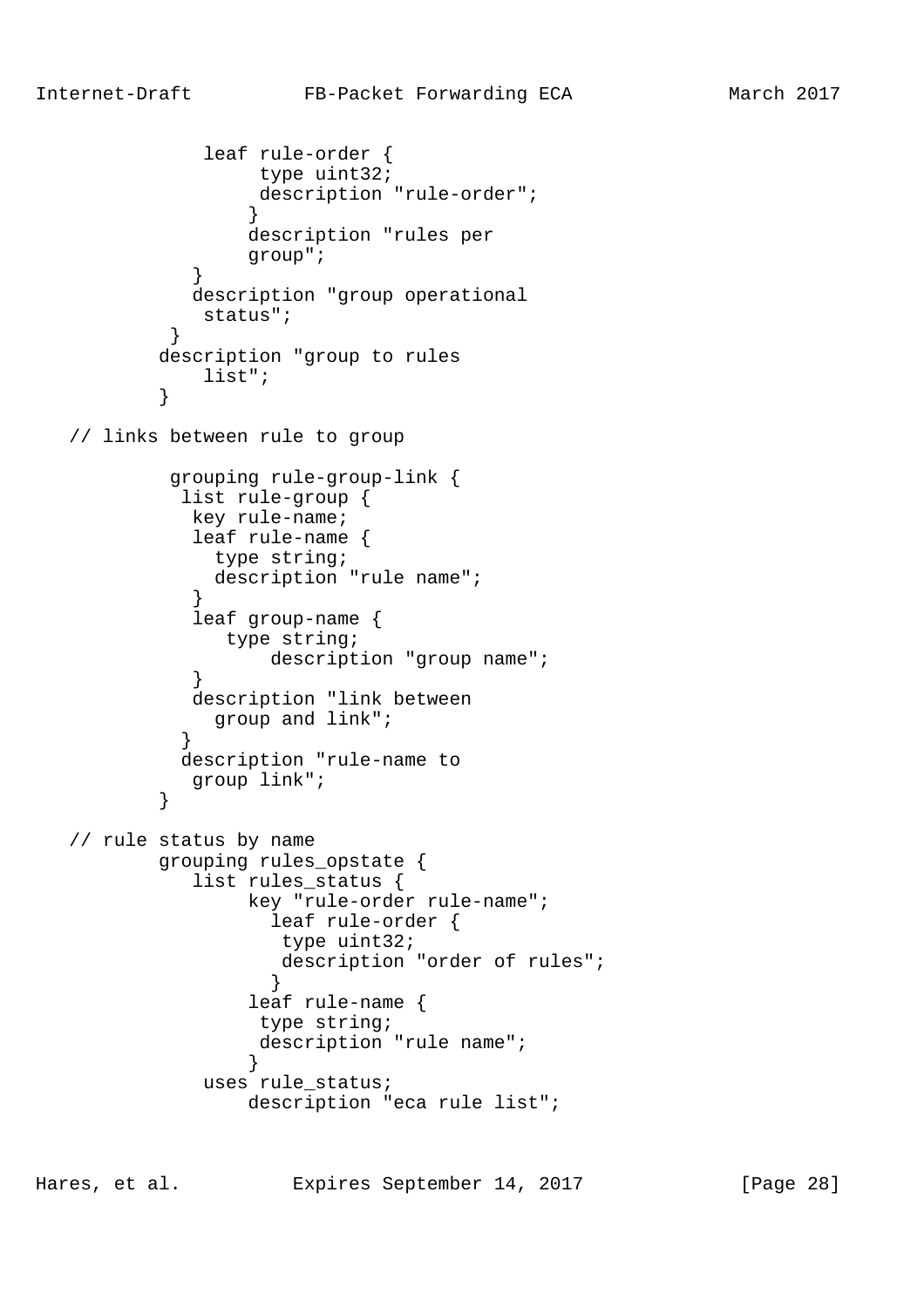```
               leaf rule-order {
                    type uint32;
                    description "rule-order";
                   }
                   description "rules per
                   group";
              }
              description "group operational
               status";
           }
          description "group to rules
              list";
          }

   // links between rule to group

           grouping rule-group-link {
            list rule-group {
             key rule-name;
             leaf rule-name {
               type string;
               description "rule name";
             }
             leaf group-name {
                type string;
                    description "group name";
             }
             description "link between
               group and link";
            }
            description "rule-name to
             group link";
          }

   // rule status by name
          grouping rules_opstate {
             list rules_status {
                  key "rule-order rule-name";
                    leaf rule-order {
                     type uint32;
                     description "order of rules";
                    }
                  leaf rule-name {
                   type string;
                   description "rule name";
                  }
              uses rule_status;
                  description "eca rule list";
```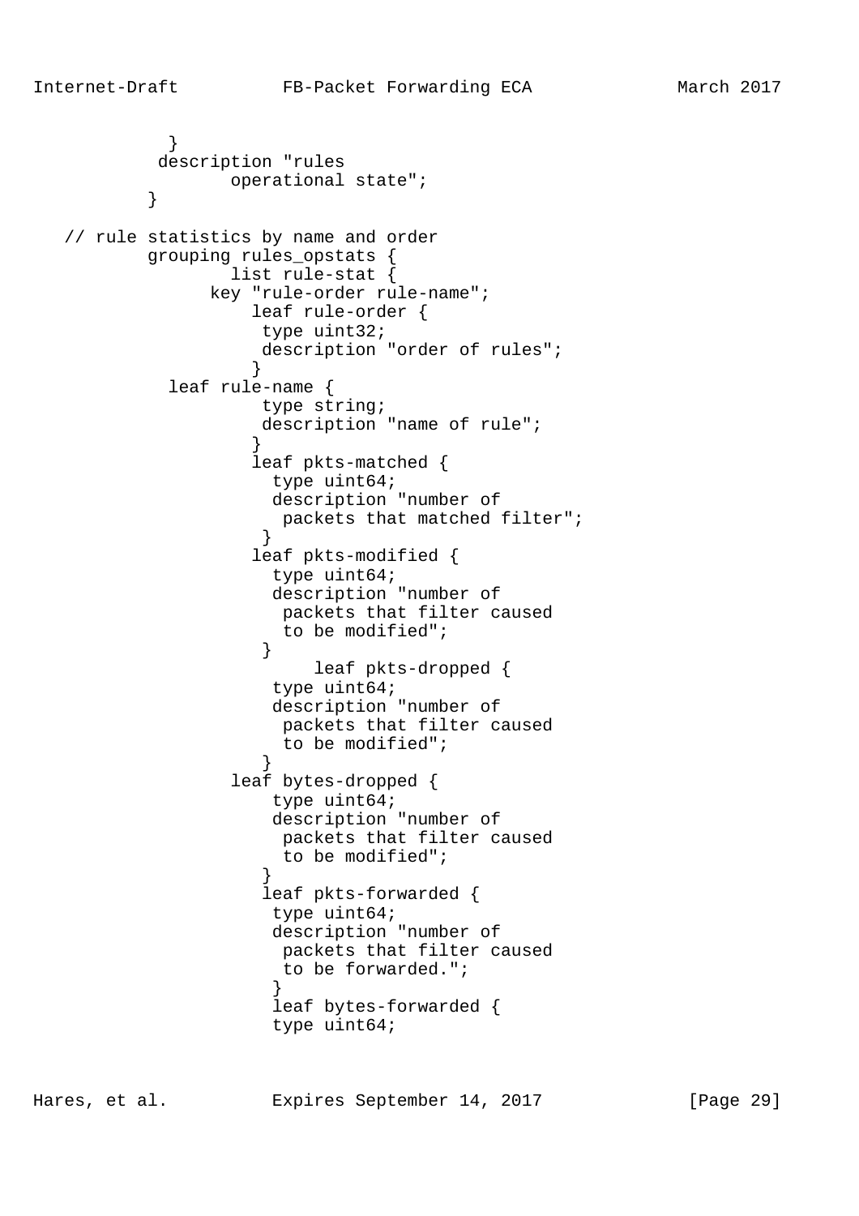```
             }
            description "rules
                   operational state";
           }

   // rule statistics by name and order
           grouping rules_opstats {
                   list rule-stat {
                 key "rule-order rule-name";
                     leaf rule-order {
                      type uint32;
                      description "order of rules";
                     }
             leaf rule-name {
                      type string;
                      description "name of rule";
                     }
                     leaf pkts-matched {
                       type uint64;
                       description "number of
                        packets that matched filter";
                      }
                     leaf pkts-modified {
                       type uint64;
                       description "number of
                        packets that filter caused
                        to be modified";
                      }
                           leaf pkts-dropped {
                       type uint64;
                       description "number of
                        packets that filter caused
                        to be modified";
                      }
                   leaf bytes-dropped {
                       type uint64;
                       description "number of
                        packets that filter caused
                        to be modified";
                      }
                      leaf pkts-forwarded {
                       type uint64;
                       description "number of
                        packets that filter caused
                        to be forwarded.";
                       }
                       leaf bytes-forwarded {
                       type uint64;
```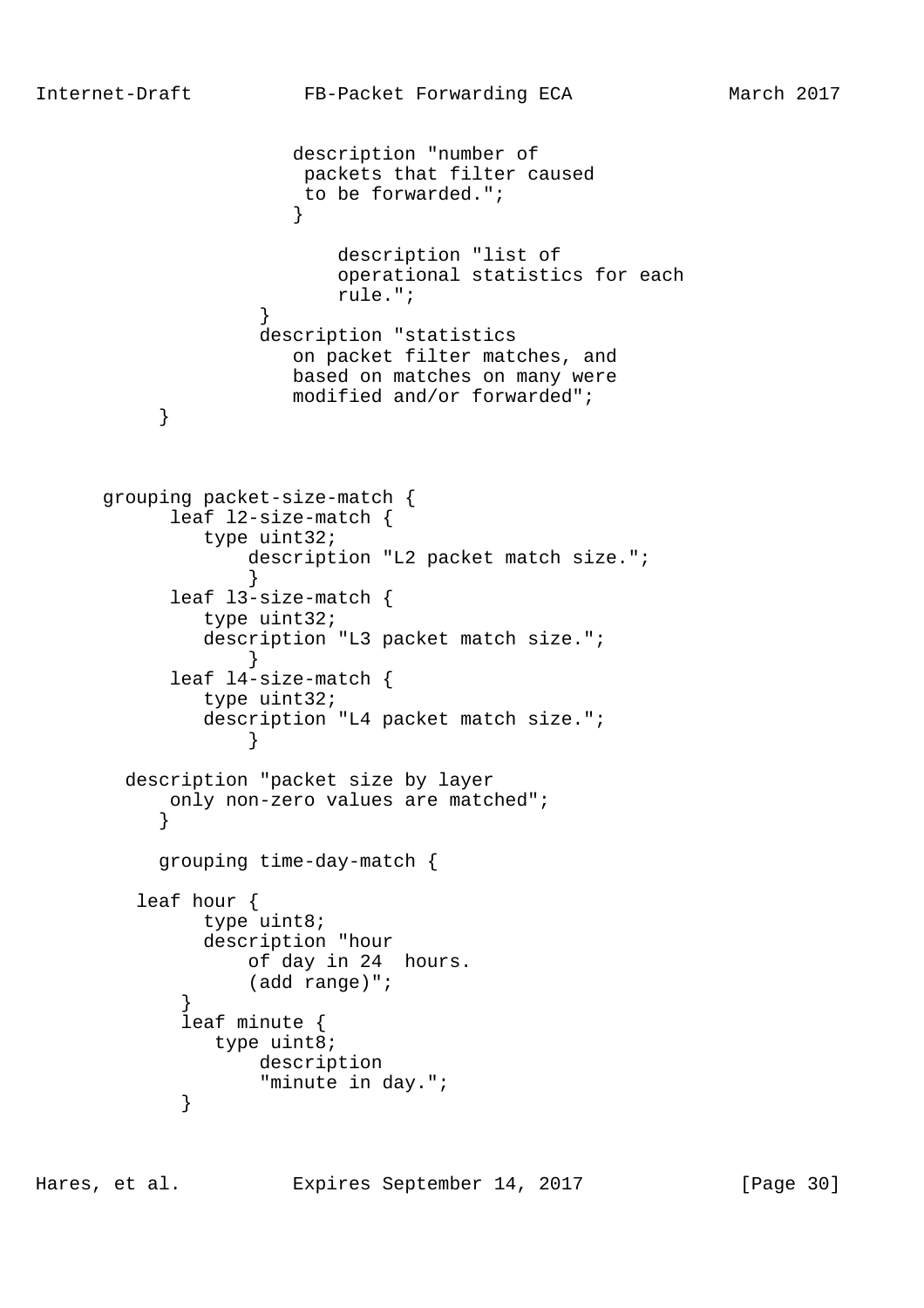```
                      description "number of
                       packets that filter caused
                       to be forwarded.";
                      }

                          description "list of
                          operational statistics for each
                          rule.";
                   }
                   description "statistics
                      on packet filter matches, and
                      based on matches on many were
                      modified and/or forwarded";
            }



       grouping packet-size-match {
             leaf l2-size-match {
                type uint32;
                    description "L2 packet match size.";
                    }
             leaf l3-size-match {
                type uint32;
                description "L3 packet match size.";
                    }
             leaf l4-size-match {
                type uint32;
                description "L4 packet match size.";
                    }

         description "packet size by layer
             only non-zero values are matched";
            }

            grouping time-day-match {

          leaf hour {
                type uint8;
                description "hour
                    of day in 24  hours.
                    (add range)";
              }
              leaf minute {
                 type uint8;
                     description
                     "minute in day.";
              }
```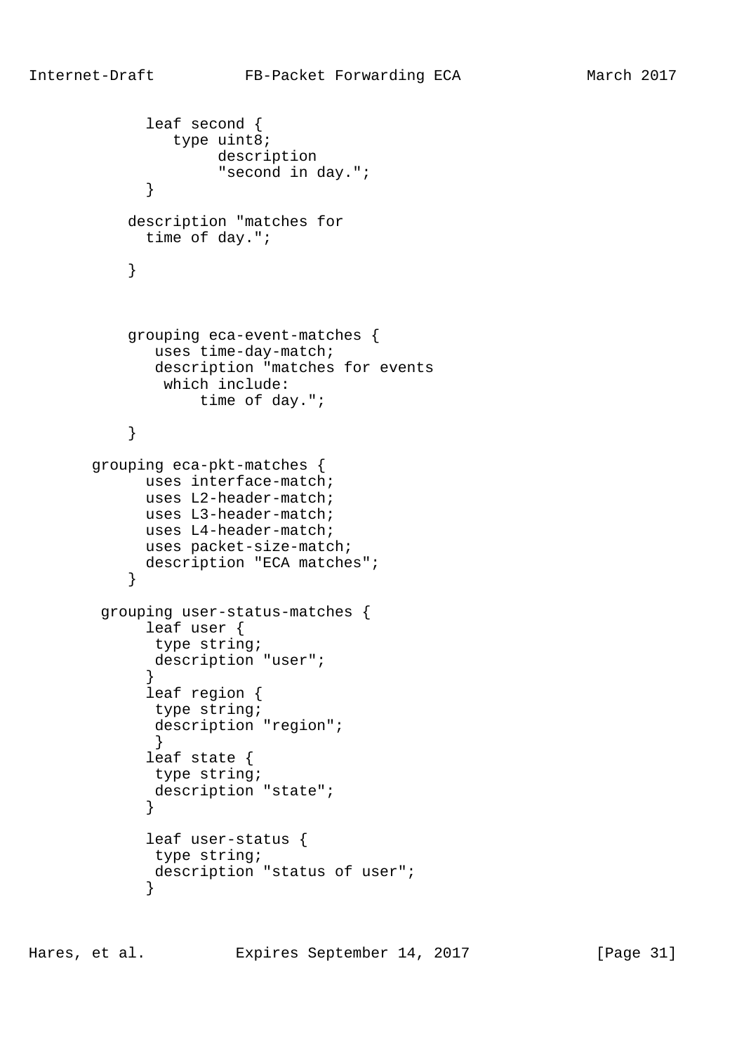```
            leaf second {
               type uint8;
                    description
                    "second in day.";
            }

          description "matches for
            time of day.";

          }



          grouping eca-event-matches {
             uses time-day-match;
             description "matches for events
              which include:
                  time of day.";

          }

      grouping eca-pkt-matches {
            uses interface-match;
            uses L2-header-match;
            uses L3-header-match;
            uses L4-header-match;
            uses packet-size-match;
            description "ECA matches";
          }

       grouping user-status-matches {
            leaf user {
             type string;
             description "user";
            }
            leaf region {
             type string;
             description "region";
             }
            leaf state {
             type string;
             description "state";
            }

            leaf user-status {
             type string;
             description "status of user";
            }
```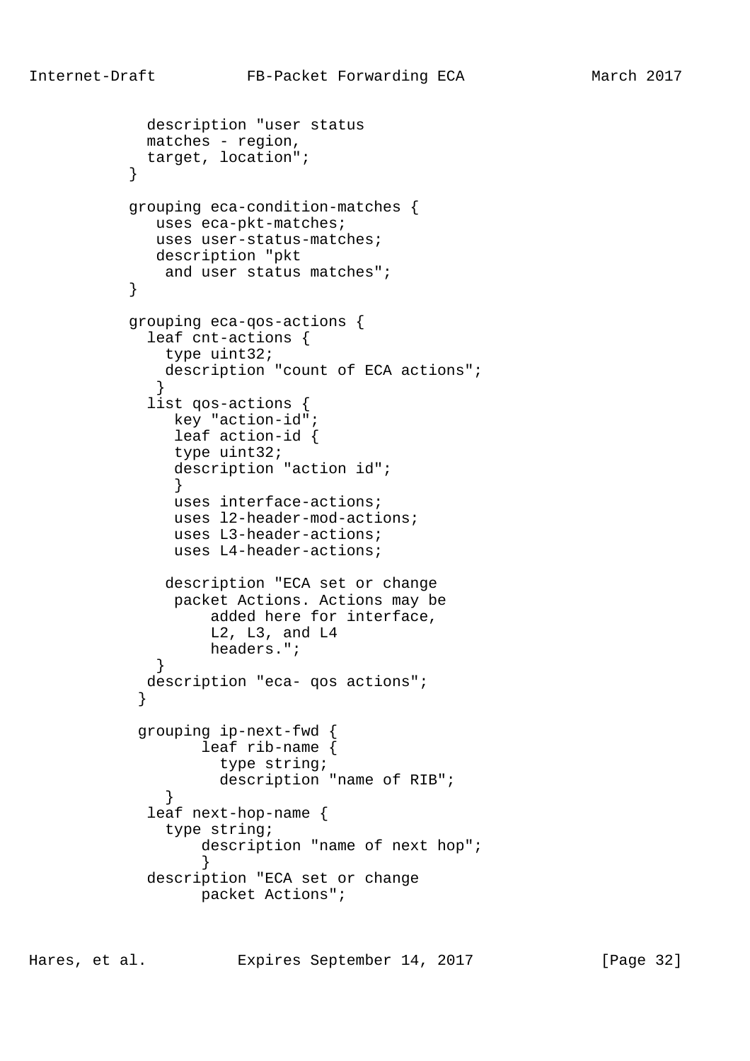```
            description "user status
            matches - region,
            target, location";
          }

          grouping eca-condition-matches {
             uses eca-pkt-matches;
             uses user-status-matches;
             description "pkt
              and user status matches";
          }

          grouping eca-qos-actions {
            leaf cnt-actions {
              type uint32;
              description "count of ECA actions";
             }
            list qos-actions {
               key "action-id";
               leaf action-id {
               type uint32;
               description "action id";
               }
               uses interface-actions;
               uses l2-header-mod-actions;
               uses L3-header-actions;
               uses L4-header-actions;

              description "ECA set or change
               packet Actions. Actions may be
                   added here for interface,
                   L2, L3, and L4
                   headers.";
             }
            description "eca- qos actions";
           }

           grouping ip-next-fwd {
                  leaf rib-name {
                    type string;
                    description "name of RIB";
              }
            leaf next-hop-name {
              type string;
                  description "name of next hop";
                  }
            description "ECA set or change
                  packet Actions";
```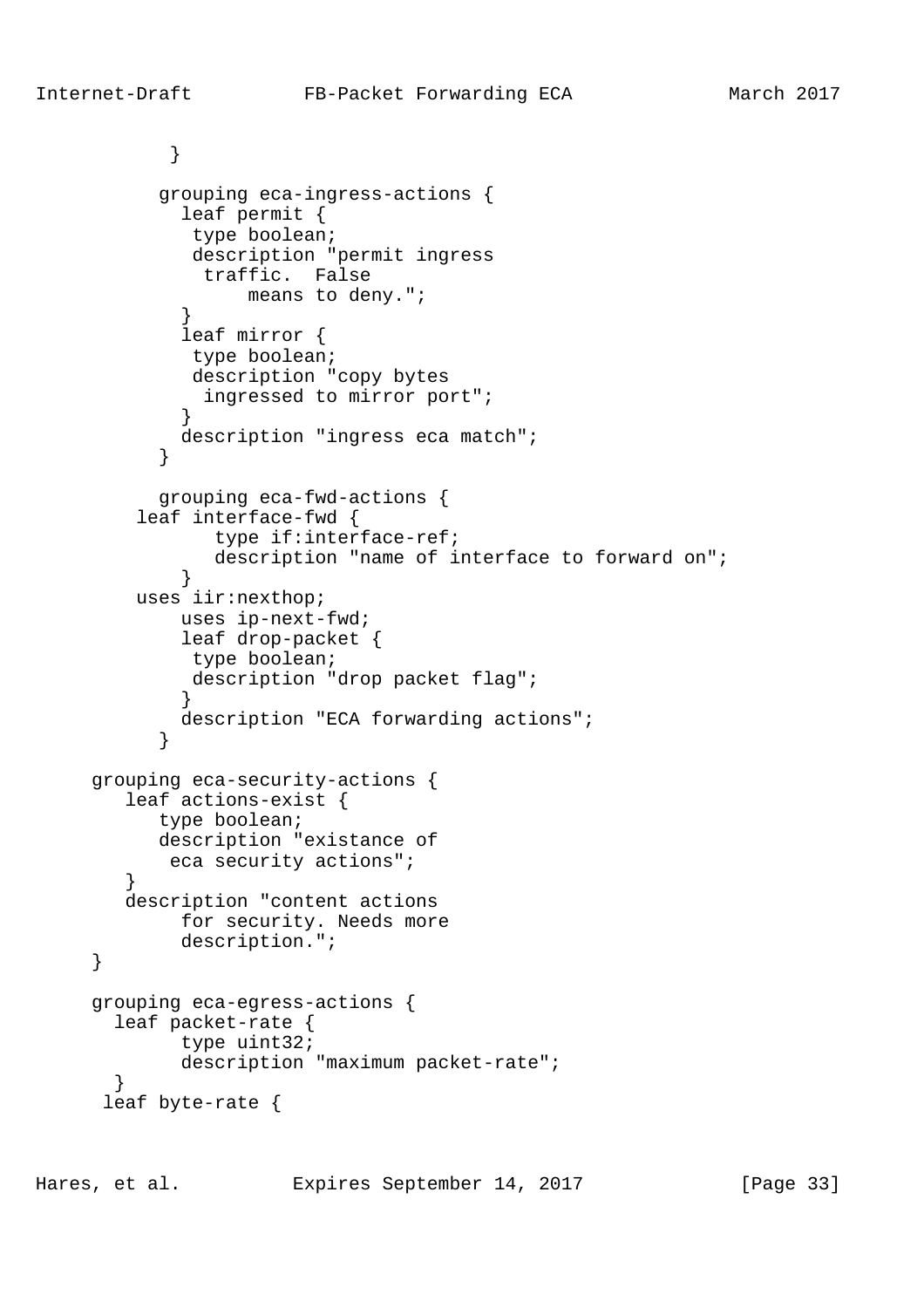```
           }

          grouping eca-ingress-actions {
            leaf permit {
             type boolean;
             description "permit ingress
              traffic.  False
                   means to deny.";
            }
            leaf mirror {
             type boolean;
             description "copy bytes
              ingressed to mirror port";
            }
            description "ingress eca match";
          }

          grouping eca-fwd-actions {
        leaf interface-fwd {
               type if:interface-ref;
               description "name of interface to forward on";
            }
        uses iir:nexthop;
            uses ip-next-fwd;
            leaf drop-packet {
             type boolean;
             description "drop packet flag";
            }
            description "ECA forwarding actions";
          }

    grouping eca-security-actions {
       leaf actions-exist {
          type boolean;
          description "existance of
           eca security actions";
       }
       description "content actions
            for security. Needs more
            description.";
    }

    grouping eca-egress-actions {
      leaf packet-rate {
            type uint32;
            description "maximum packet-rate";
       }
     leaf byte-rate {
```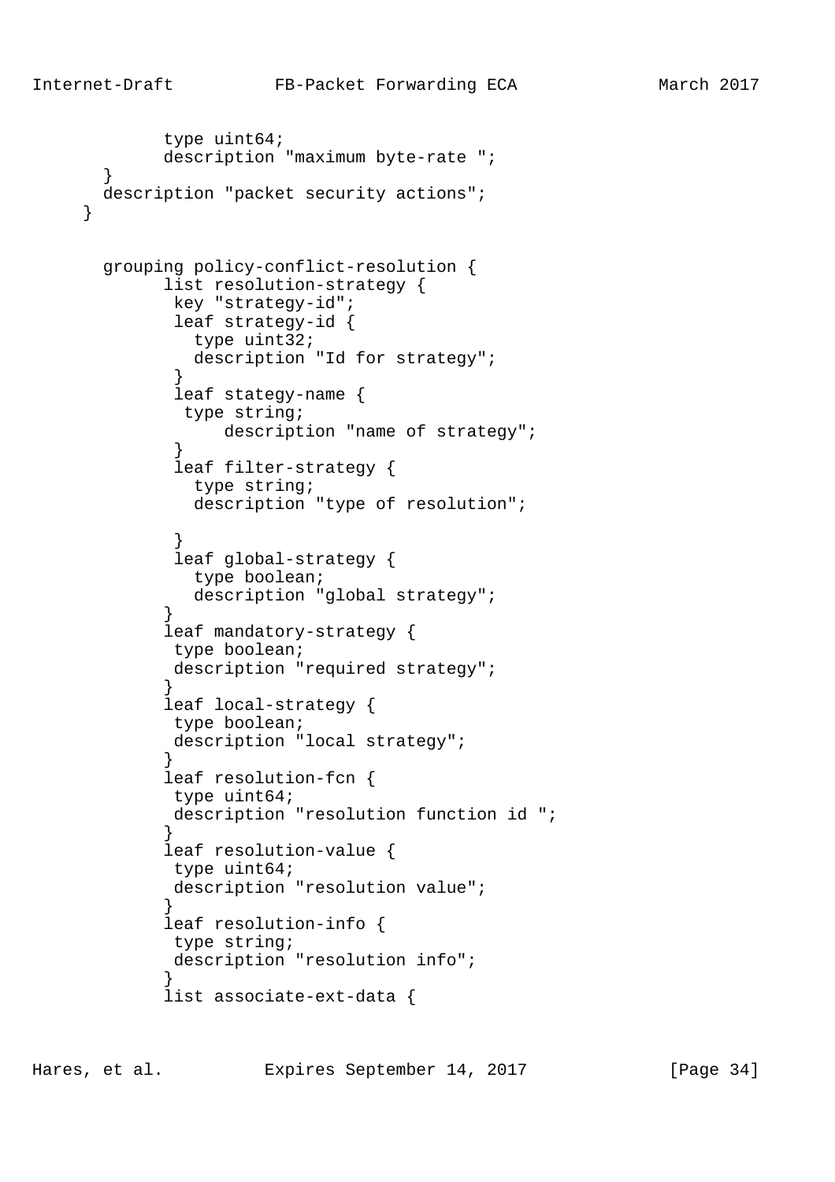```
            type uint64;
            description "maximum byte-rate ";
      }
      description "packet security actions";
    }


      grouping policy-conflict-resolution {
            list resolution-strategy {
             key "strategy-id";
             leaf strategy-id {
               type uint32;
               description "Id for strategy";
             }
             leaf stategy-name {
              type string;
                  description "name of strategy";
             }
             leaf filter-strategy {
               type string;
               description "type of resolution";

             }
             leaf global-strategy {
               type boolean;
               description "global strategy";
            }
            leaf mandatory-strategy {
             type boolean;
             description "required strategy";
            }
            leaf local-strategy {
             type boolean;
             description "local strategy";
            }
            leaf resolution-fcn {
             type uint64;
             description "resolution function id ";
            }
            leaf resolution-value {
             type uint64;
             description "resolution value";
            }
            leaf resolution-info {
             type string;
             description "resolution info";
            }
            list associate-ext-data {
```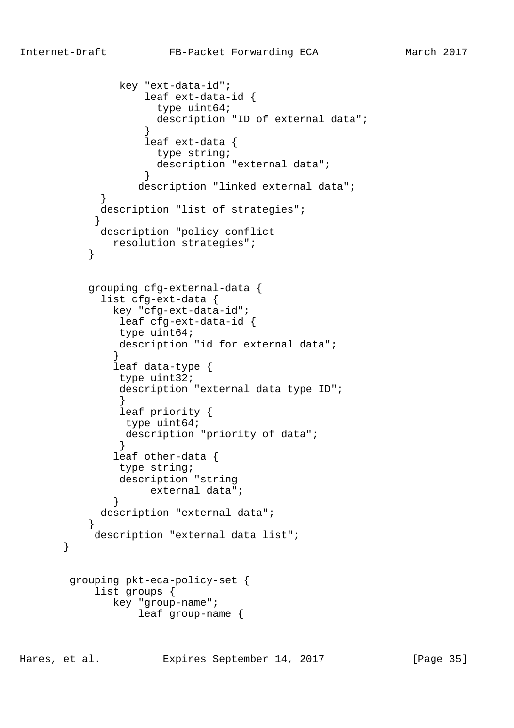```
               key "ext-data-id";
                   leaf ext-data-id {
                     type uint64;
                     description "ID of external data";
                   }
                   leaf ext-data {
                     type string;
                     description "external data";
                   }
                  description "linked external data";
            }
            description "list of strategies";
           }
            description "policy conflict
              resolution strategies";
          }


          grouping cfg-external-data {
            list cfg-ext-data {
              key "cfg-ext-data-id";
               leaf cfg-ext-data-id {
               type uint64;
               description "id for external data";
              }
              leaf data-type {
               type uint32;
               description "external data type ID";
               }
               leaf priority {
                type uint64;
                description "priority of data";
               }
              leaf other-data {
               type string;
               description "string
                    external data";
              }
            description "external data";
          }
           description "external data list";
      }


       grouping pkt-eca-policy-set {
           list groups {
              key "group-name";
                  leaf group-name {
```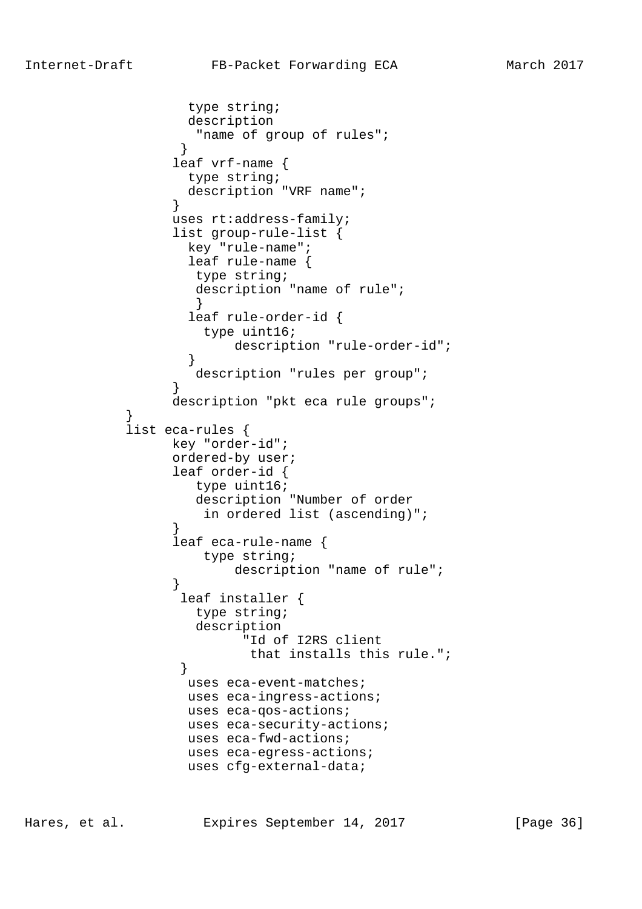```
                 type string;
                 description
                   "name of group of rules";
                }
               leaf vrf-name {
                 type string;
                 description "VRF name";
               }
               uses rt:address-family;
               list group-rule-list {
                 key "rule-name";
                 leaf rule-name {
                  type string;
                  description "name of rule";
                  }
                 leaf rule-order-id {
                   type uint16;
                       description "rule-order-id";
                 }
                  description "rules per group";
               }
               description "pkt eca rule groups";
         }
         list eca-rules {
               key "order-id";
               ordered-by user;
               leaf order-id {
                  type uint16;
                  description "Number of order
                   in ordered list (ascending)";
               }
               leaf eca-rule-name {
                   type string;
                       description "name of rule";
               }
                leaf installer {
                  type string;
                  description
                        "Id of I2RS client
                         that installs this rule.";
                }
                 uses eca-event-matches;
                 uses eca-ingress-actions;
                 uses eca-qos-actions;
                 uses eca-security-actions;
                 uses eca-fwd-actions;
                 uses eca-egress-actions;
                 uses cfg-external-data;
```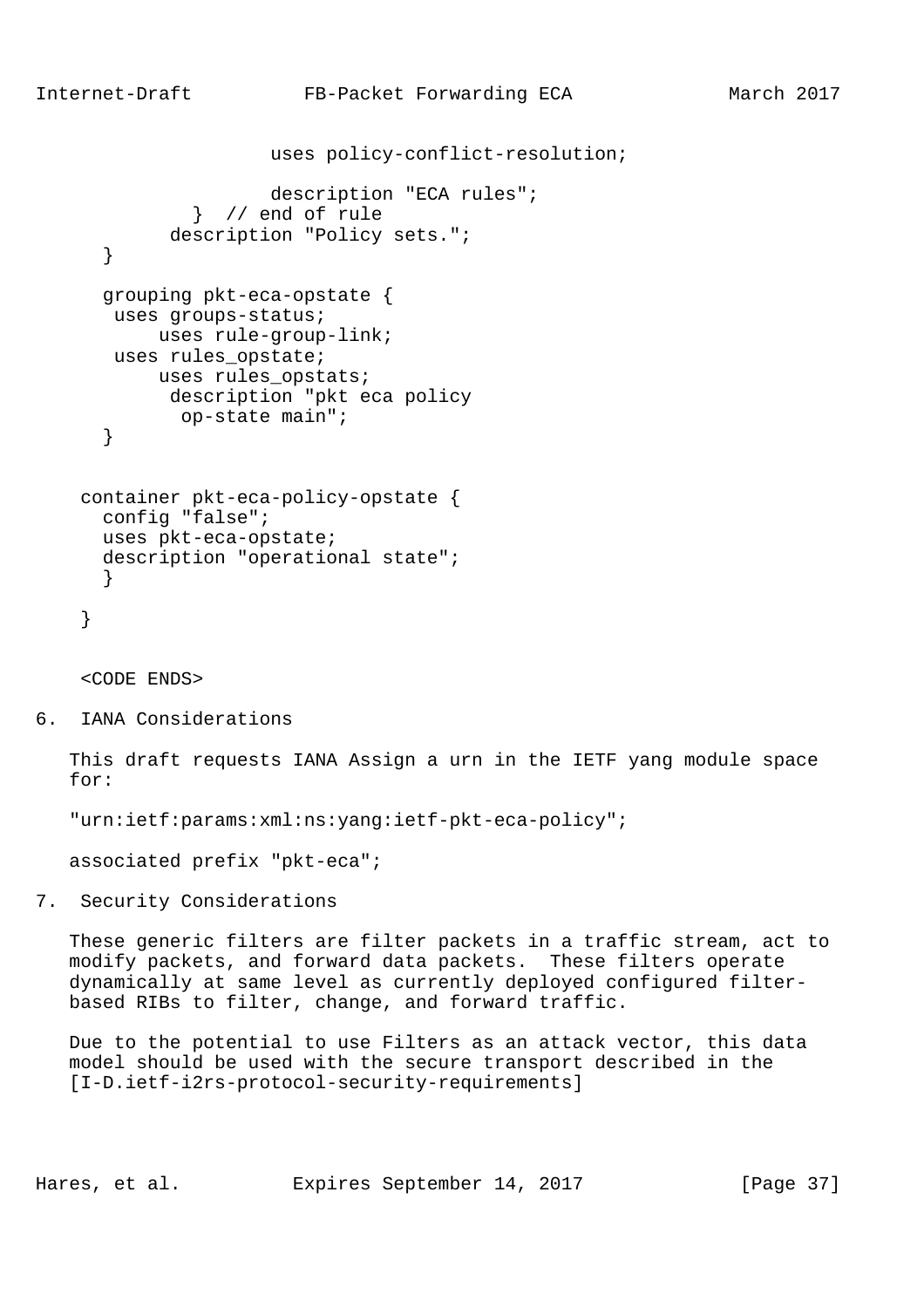```
                    uses policy-conflict-resolution;

                    description "ECA rules";
             }  // end of rule
           description "Policy sets.";
      }

      grouping pkt-eca-opstate {
       uses groups-status;
           uses rule-group-link;
       uses rules_opstate;
           uses rules_opstats;
            description "pkt eca policy
             op-state main";
      }


    container pkt-eca-policy-opstate {
      config "false";
      uses pkt-eca-opstate;
      description "operational state";
      }

    }


    <CODE ENDS>
```

## 6. IANA Considerations

This draft requests IANA Assign a urn in the IETF yang module space for:

"urn:ietf:params:xml:ns:yang:ietf-pkt-eca-policy";

associated prefix "pkt-eca";

## 7. Security Considerations

These generic filters are filter packets in a traffic stream, act to modify packets, and forward data packets. These filters operate dynamically at same level as currently deployed configured filter-based RIBs to filter, change, and forward traffic.

Due to the potential to use Filters as an attack vector, this data model should be used with the secure transport described in the [I-D.ietf-i2rs-protocol-security-requirements]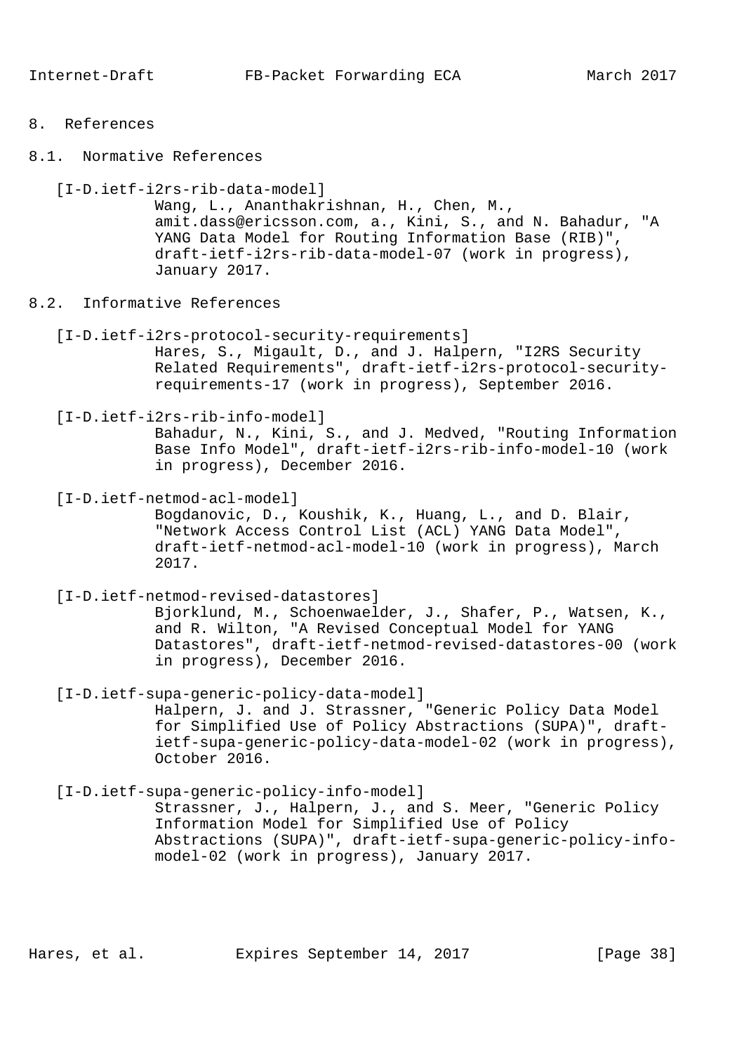# 8. References

## 8.1. Normative References

[I-D.ietf-i2rs-rib-data-model]
Wang, L., Ananthakrishnan, H., Chen, M., amit.dass@ericsson.com, a., Kini, S., and N. Bahadur, "A YANG Data Model for Routing Information Base (RIB)", draft-ietf-i2rs-rib-data-model-07 (work in progress), January 2017.

## 8.2. Informative References

[I-D.ietf-i2rs-protocol-security-requirements]
Hares, S., Migault, D., and J. Halpern, "I2RS Security Related Requirements", draft-ietf-i2rs-protocol-security-requirements-17 (work in progress), September 2016.

[I-D.ietf-i2rs-rib-info-model]
Bahadur, N., Kini, S., and J. Medved, "Routing Information Base Info Model", draft-ietf-i2rs-rib-info-model-10 (work in progress), December 2016.

[I-D.ietf-netmod-acl-model]
Bogdanovic, D., Koushik, K., Huang, L., and D. Blair, "Network Access Control List (ACL) YANG Data Model", draft-ietf-netmod-acl-model-10 (work in progress), March 2017.

[I-D.ietf-netmod-revised-datastores]
Bjorklund, M., Schoenwaelder, J., Shafer, P., Watsen, K., and R. Wilton, "A Revised Conceptual Model for YANG Datastores", draft-ietf-netmod-revised-datastores-00 (work in progress), December 2016.

[I-D.ietf-supa-generic-policy-data-model]
Halpern, J. and J. Strassner, "Generic Policy Data Model for Simplified Use of Policy Abstractions (SUPA)", draft-ietf-supa-generic-policy-data-model-02 (work in progress), October 2016.

[I-D.ietf-supa-generic-policy-info-model]
Strassner, J., Halpern, J., and S. Meer, "Generic Policy Information Model for Simplified Use of Policy Abstractions (SUPA)", draft-ietf-supa-generic-policy-info-model-02 (work in progress), January 2017.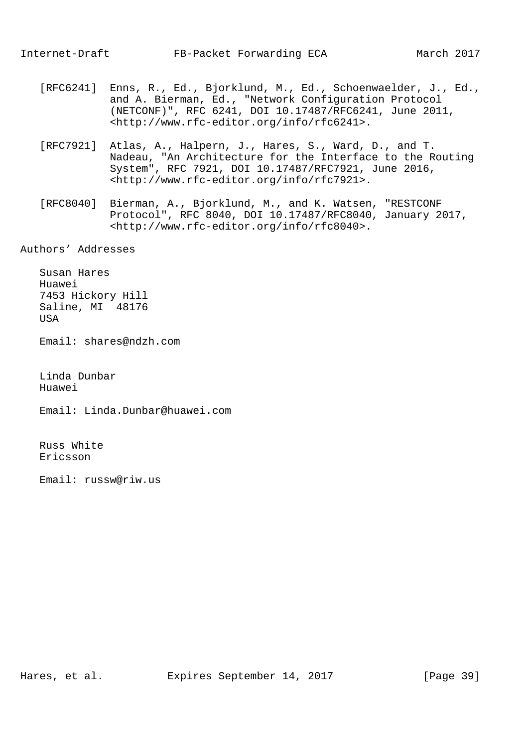[RFC6241] Enns, R., Ed., Bjorklund, M., Ed., Schoenwaelder, J., Ed., and A. Bierman, Ed., "Network Configuration Protocol (NETCONF)", RFC 6241, DOI 10.17487/RFC6241, June 2011, <http://www.rfc-editor.org/info/rfc6241>.

[RFC7921] Atlas, A., Halpern, J., Hares, S., Ward, D., and T. Nadeau, "An Architecture for the Interface to the Routing System", RFC 7921, DOI 10.17487/RFC7921, June 2016, <http://www.rfc-editor.org/info/rfc7921>.

[RFC8040] Bierman, A., Bjorklund, M., and K. Watsen, "RESTCONF Protocol", RFC 8040, DOI 10.17487/RFC8040, January 2017, <http://www.rfc-editor.org/info/rfc8040>.

## Authors' Addresses

Susan Hares
Huawei
7453 Hickory Hill
Saline, MI 48176
USA

Email: shares@ndzh.com

Linda Dunbar
Huawei

Email: Linda.Dunbar@huawei.com

Russ White
Ericsson

Email: russw@riw.us